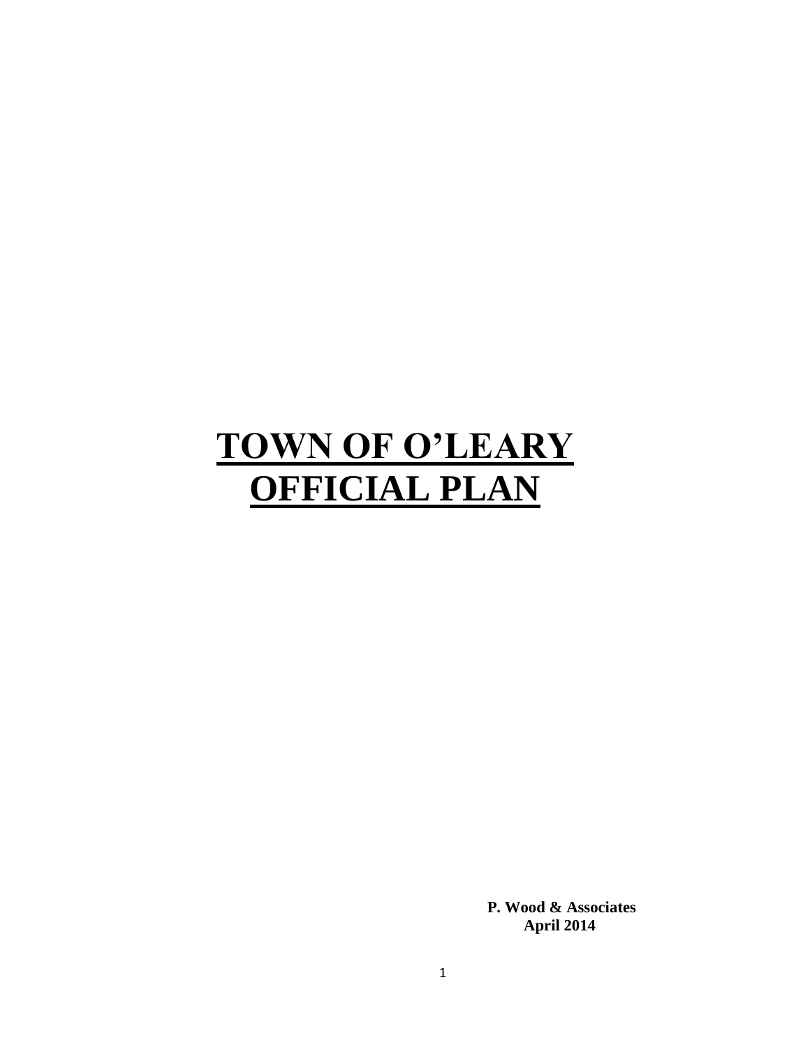# TOWN OF O'LEARY OFFICIAL PLAN

**P. Wood & Associates**
**April 2014**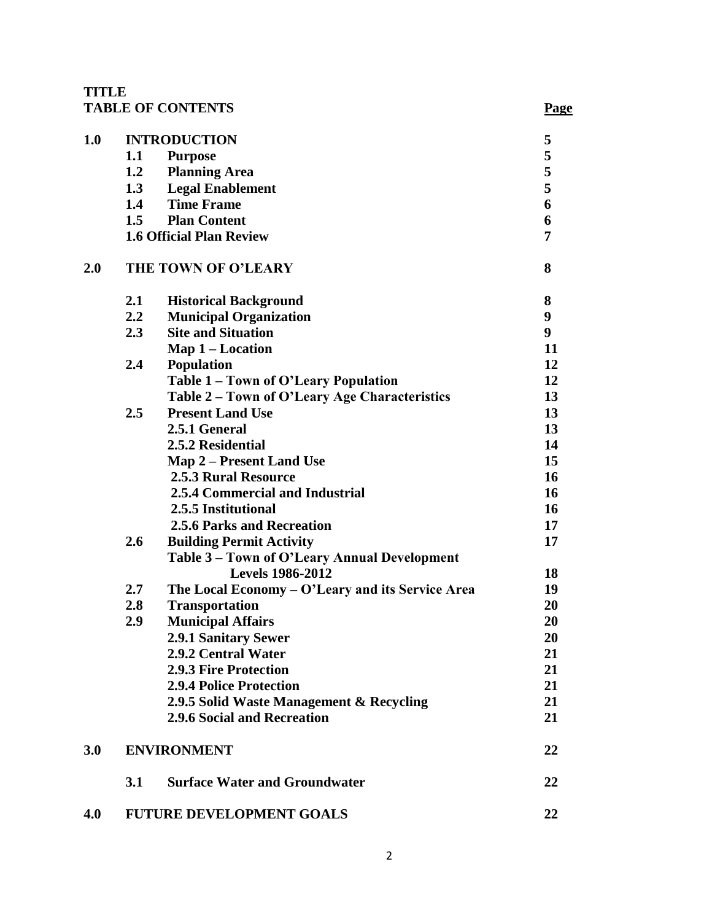**TITLE**

**TABLE OF CONTENTS** **Page**

| | | | Page |
|---|---|---|---|
| **1.0** | **INTRODUCTION** | | **5** |
| | **1.1** | **Purpose** | **5** |
| | **1.2** | **Planning Area** | **5** |
| | **1.3** | **Legal Enablement** | **5** |
| | **1.4** | **Time Frame** | **6** |
| | **1.5** | **Plan Content** | **6** |
| | **1.6 Official Plan Review** | | **7** |
| **2.0** | **THE TOWN OF O'LEARY** | | **8** |
| | **2.1** | **Historical Background** | **8** |
| | **2.2** | **Municipal Organization** | **9** |
| | **2.3** | **Site and Situation** | **9** |
| | | **Map 1 – Location** | **11** |
| | **2.4** | **Population** | **12** |
| | | **Table 1 – Town of O'Leary Population** | **12** |
| | | **Table 2 – Town of O'Leary Age Characteristics** | **13** |
| | **2.5** | **Present Land Use** | **13** |
| | | **2.5.1 General** | **13** |
| | | **2.5.2 Residential** | **14** |
| | | **Map 2 – Present Land Use** | **15** |
| | | **2.5.3 Rural Resource** | **16** |
| | | **2.5.4 Commercial and Industrial** | **16** |
| | | **2.5.5 Institutional** | **16** |
| | | **2.5.6 Parks and Recreation** | **17** |
| | **2.6** | **Building Permit Activity** | **17** |
| | | **Table 3 – Town of O'Leary Annual Development Levels 1986-2012** | **18** |
| | **2.7** | **The Local Economy – O'Leary and its Service Area** | **19** |
| | **2.8** | **Transportation** | **20** |
| | **2.9** | **Municipal Affairs** | **20** |
| | | **2.9.1 Sanitary Sewer** | **20** |
| | | **2.9.2 Central Water** | **21** |
| | | **2.9.3 Fire Protection** | **21** |
| | | **2.9.4 Police Protection** | **21** |
| | | **2.9.5 Solid Waste Management & Recycling** | **21** |
| | | **2.9.6 Social and Recreation** | **21** |
| **3.0** | **ENVIRONMENT** | | **22** |
| | **3.1** | **Surface Water and Groundwater** | **22** |
| **4.0** | **FUTURE DEVELOPMENT GOALS** | | **22** |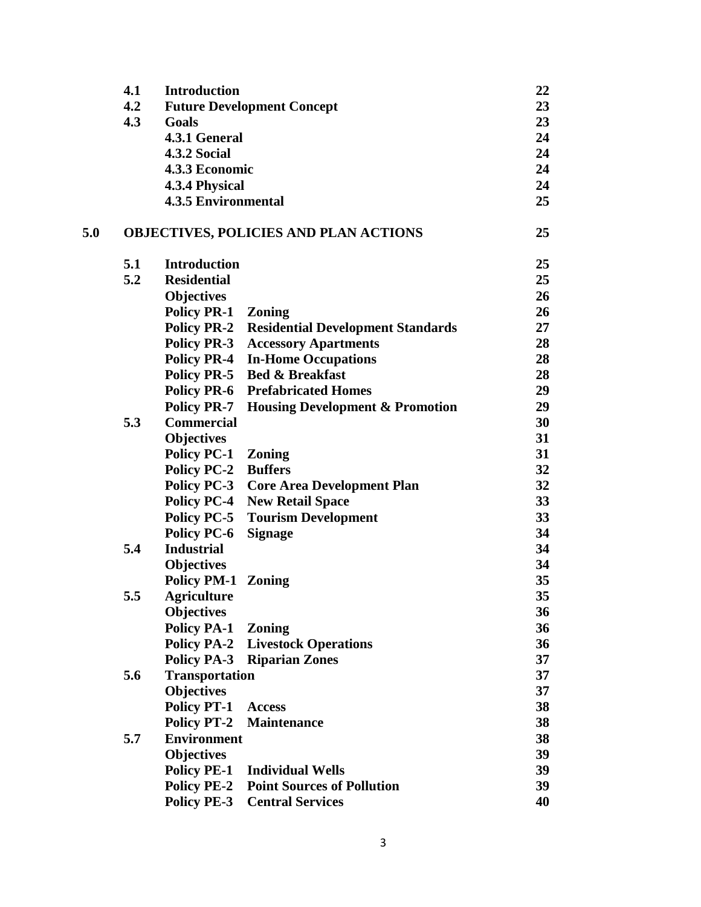| | | | |
|---|---|---|---|
| **4.1** | **Introduction** | | **22** |
| **4.2** | **Future Development Concept** | | **23** |
| **4.3** | **Goals** | | **23** |
| | **4.3.1 General** | | **24** |
| | **4.3.2 Social** | | **24** |
| | **4.3.3 Economic** | | **24** |
| | **4.3.4 Physical** | | **24** |
| | **4.3.5 Environmental** | | **25** |

**5.0 OBJECTIVES, POLICIES AND PLAN ACTIONS** **25**

| | | | |
|---|---|---|---|
| **5.1** | **Introduction** | | **25** |
| **5.2** | **Residential** | | **25** |
| | **Objectives** | | **26** |
| | **Policy PR-1** | **Zoning** | **26** |
| | **Policy PR-2** | **Residential Development Standards** | **27** |
| | **Policy PR-3** | **Accessory Apartments** | **28** |
| | **Policy PR-4** | **In-Home Occupations** | **28** |
| | **Policy PR-5** | **Bed & Breakfast** | **28** |
| | **Policy PR-6** | **Prefabricated Homes** | **29** |
| | **Policy PR-7** | **Housing Development & Promotion** | **29** |
| **5.3** | **Commercial** | | **30** |
| | **Objectives** | | **31** |
| | **Policy PC-1** | **Zoning** | **31** |
| | **Policy PC-2** | **Buffers** | **32** |
| | **Policy PC-3** | **Core Area Development Plan** | **32** |
| | **Policy PC-4** | **New Retail Space** | **33** |
| | **Policy PC-5** | **Tourism Development** | **33** |
| | **Policy PC-6** | **Signage** | **34** |
| **5.4** | **Industrial** | | **34** |
| | **Objectives** | | **34** |
| | **Policy PM-1** | **Zoning** | **35** |
| **5.5** | **Agriculture** | | **35** |
| | **Objectives** | | **36** |
| | **Policy PA-1** | **Zoning** | **36** |
| | **Policy PA-2** | **Livestock Operations** | **36** |
| | **Policy PA-3** | **Riparian Zones** | **37** |
| **5.6** | **Transportation** | | **37** |
| | **Objectives** | | **37** |
| | **Policy PT-1** | **Access** | **38** |
| | **Policy PT-2** | **Maintenance** | **38** |
| **5.7** | **Environment** | | **38** |
| | **Objectives** | | **39** |
| | **Policy PE-1** | **Individual Wells** | **39** |
| | **Policy PE-2** | **Point Sources of Pollution** | **39** |
| | **Policy PE-3** | **Central Services** | **40** |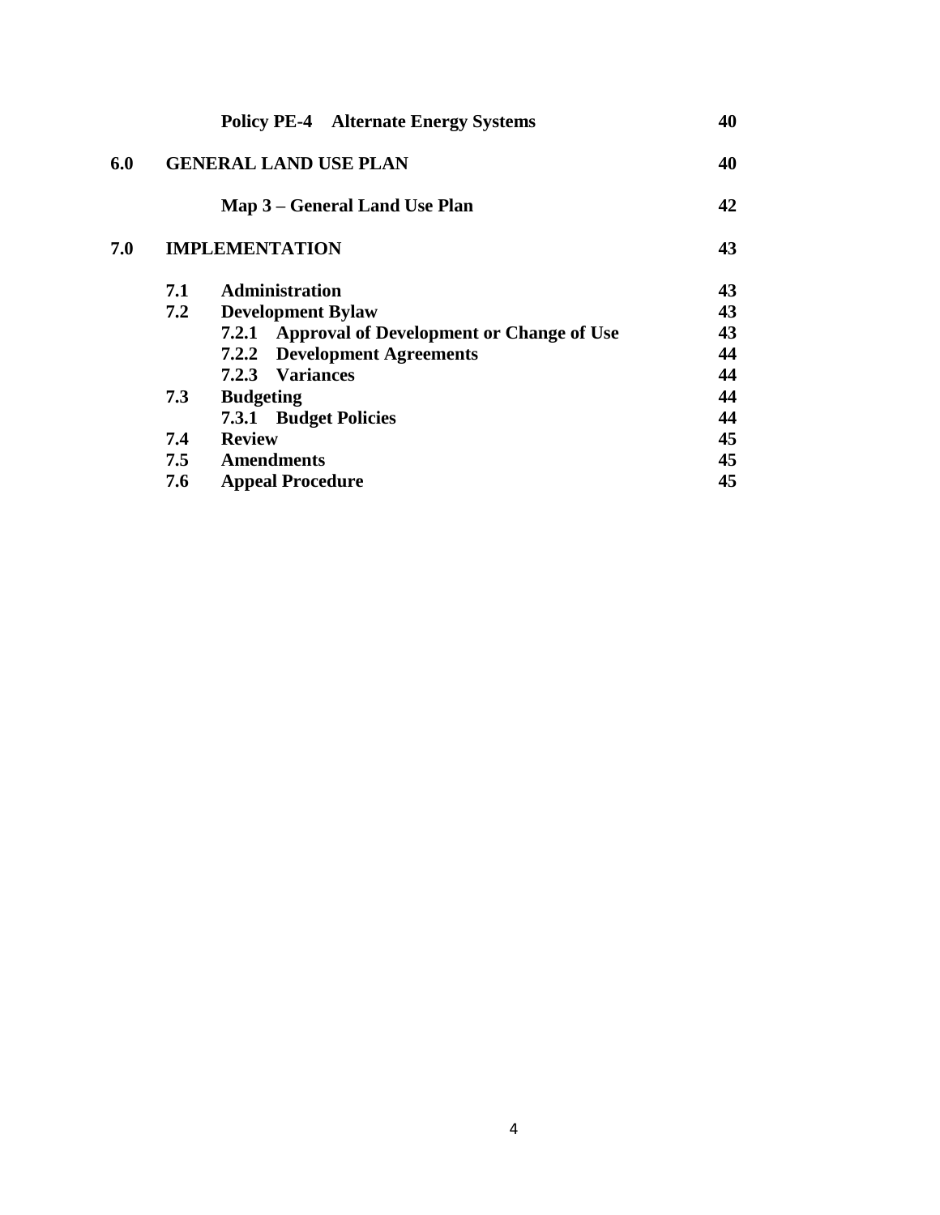| | | | |
|---|---|---|---|
| | | **Policy PE-4 Alternate Energy Systems** | **40** |
| **6.0** | **GENERAL LAND USE PLAN** | | **40** |
| | | **Map 3 – General Land Use Plan** | **42** |
| **7.0** | **IMPLEMENTATION** | | **43** |
| | **7.1** | **Administration** | **43** |
| | **7.2** | **Development Bylaw** | **43** |
| | | **7.2.1 Approval of Development or Change of Use** | **43** |
| | | **7.2.2 Development Agreements** | **44** |
| | | **7.2.3 Variances** | **44** |
| | **7.3** | **Budgeting** | **44** |
| | | **7.3.1 Budget Policies** | **44** |
| | **7.4** | **Review** | **45** |
| | **7.5** | **Amendments** | **45** |
| | **7.6** | **Appeal Procedure** | **45** |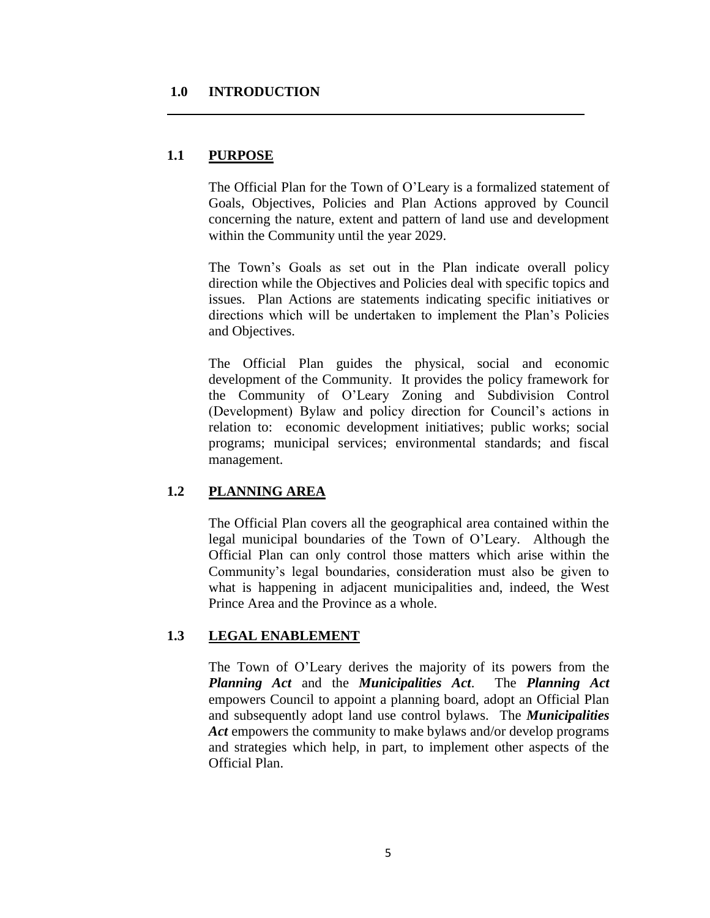# 1.0 INTRODUCTION

## 1.1 PURPOSE

The Official Plan for the Town of O'Leary is a formalized statement of Goals, Objectives, Policies and Plan Actions approved by Council concerning the nature, extent and pattern of land use and development within the Community until the year 2029.

The Town's Goals as set out in the Plan indicate overall policy direction while the Objectives and Policies deal with specific topics and issues. Plan Actions are statements indicating specific initiatives or directions which will be undertaken to implement the Plan's Policies and Objectives.

The Official Plan guides the physical, social and economic development of the Community. It provides the policy framework for the Community of O'Leary Zoning and Subdivision Control (Development) Bylaw and policy direction for Council's actions in relation to: economic development initiatives; public works; social programs; municipal services; environmental standards; and fiscal management.

## 1.2 PLANNING AREA

The Official Plan covers all the geographical area contained within the legal municipal boundaries of the Town of O'Leary. Although the Official Plan can only control those matters which arise within the Community's legal boundaries, consideration must also be given to what is happening in adjacent municipalities and, indeed, the West Prince Area and the Province as a whole.

## 1.3 LEGAL ENABLEMENT

The Town of O'Leary derives the majority of its powers from the ***Planning Act*** and the ***Municipalities Act***. The ***Planning Act*** empowers Council to appoint a planning board, adopt an Official Plan and subsequently adopt land use control bylaws. The ***Municipalities Act*** empowers the community to make bylaws and/or develop programs and strategies which help, in part, to implement other aspects of the Official Plan.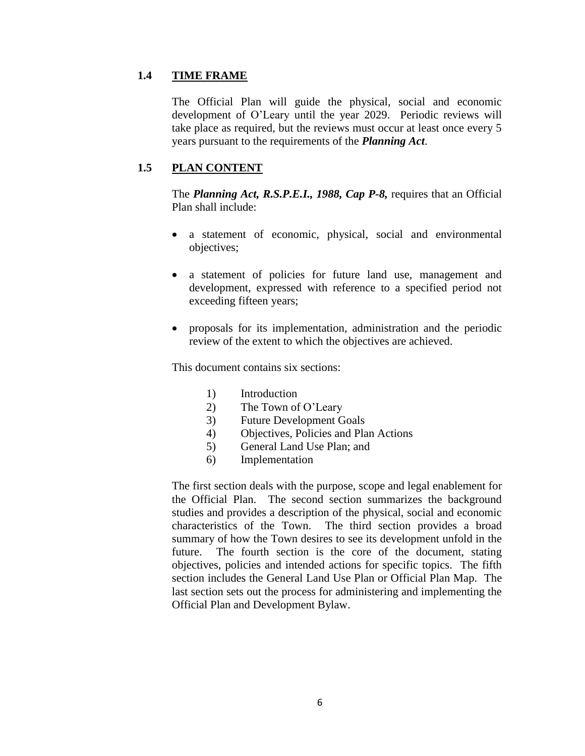## 1.4 TIME FRAME

The Official Plan will guide the physical, social and economic development of O'Leary until the year 2029. Periodic reviews will take place as required, but the reviews must occur at least once every 5 years pursuant to the requirements of the ***Planning Act***.

## 1.5 PLAN CONTENT

The ***Planning Act, R.S.P.E.I., 1988, Cap P-8,*** requires that an Official Plan shall include:

- a statement of economic, physical, social and environmental objectives;
- a statement of policies for future land use, management and development, expressed with reference to a specified period not exceeding fifteen years;
- proposals for its implementation, administration and the periodic review of the extent to which the objectives are achieved.

This document contains six sections:

1) Introduction
2) The Town of O'Leary
3) Future Development Goals
4) Objectives, Policies and Plan Actions
5) General Land Use Plan; and
6) Implementation

The first section deals with the purpose, scope and legal enablement for the Official Plan. The second section summarizes the background studies and provides a description of the physical, social and economic characteristics of the Town. The third section provides a broad summary of how the Town desires to see its development unfold in the future. The fourth section is the core of the document, stating objectives, policies and intended actions for specific topics. The fifth section includes the General Land Use Plan or Official Plan Map. The last section sets out the process for administering and implementing the Official Plan and Development Bylaw.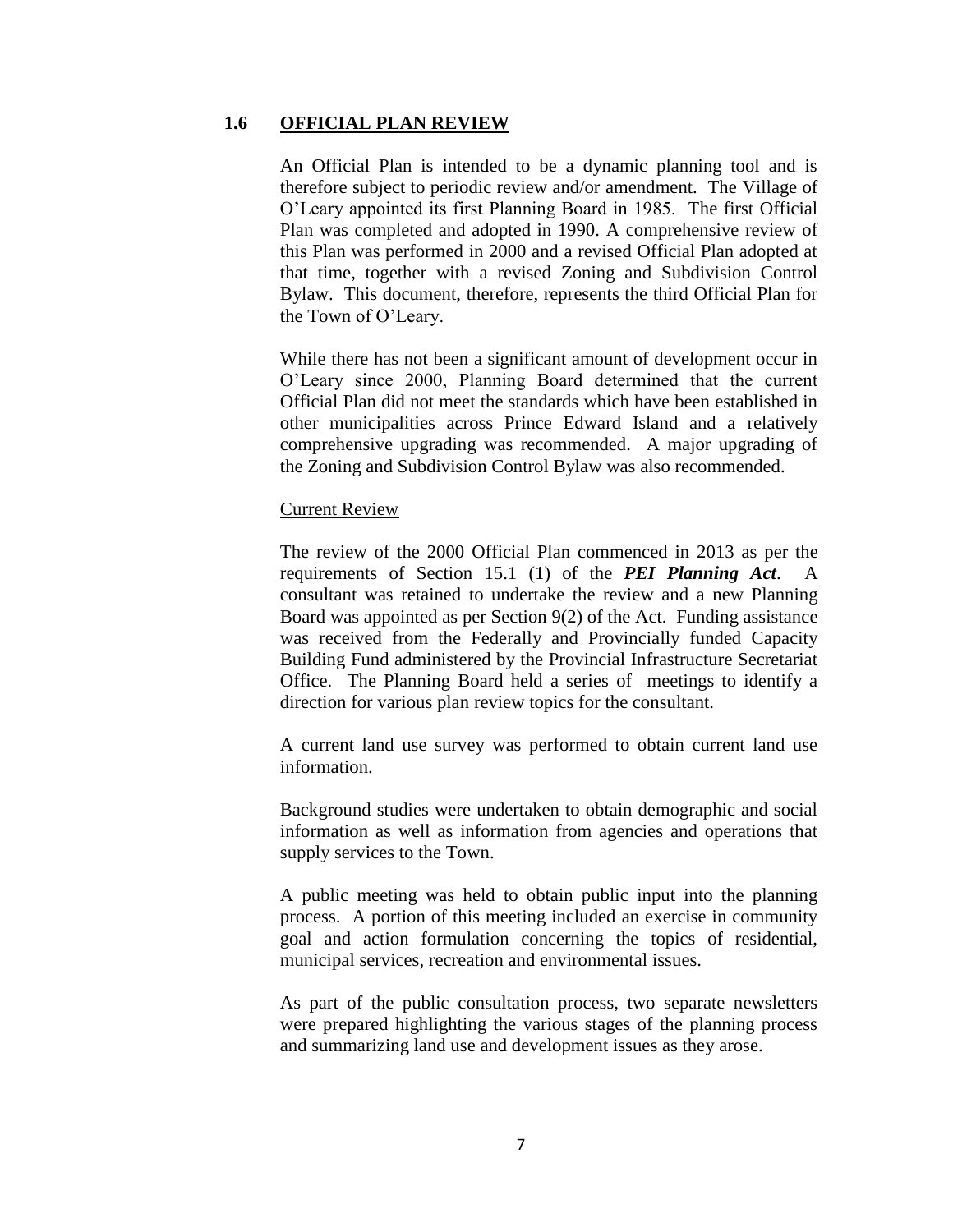## 1.6 OFFICIAL PLAN REVIEW

An Official Plan is intended to be a dynamic planning tool and is therefore subject to periodic review and/or amendment. The Village of O'Leary appointed its first Planning Board in 1985. The first Official Plan was completed and adopted in 1990. A comprehensive review of this Plan was performed in 2000 and a revised Official Plan adopted at that time, together with a revised Zoning and Subdivision Control Bylaw. This document, therefore, represents the third Official Plan for the Town of O'Leary.

While there has not been a significant amount of development occur in O'Leary since 2000, Planning Board determined that the current Official Plan did not meet the standards which have been established in other municipalities across Prince Edward Island and a relatively comprehensive upgrading was recommended. A major upgrading of the Zoning and Subdivision Control Bylaw was also recommended.

Current Review

The review of the 2000 Official Plan commenced in 2013 as per the requirements of Section 15.1 (1) of the ***PEI Planning Act***. A consultant was retained to undertake the review and a new Planning Board was appointed as per Section 9(2) of the Act. Funding assistance was received from the Federally and Provincially funded Capacity Building Fund administered by the Provincial Infrastructure Secretariat Office. The Planning Board held a series of meetings to identify a direction for various plan review topics for the consultant.

A current land use survey was performed to obtain current land use information.

Background studies were undertaken to obtain demographic and social information as well as information from agencies and operations that supply services to the Town.

A public meeting was held to obtain public input into the planning process. A portion of this meeting included an exercise in community goal and action formulation concerning the topics of residential, municipal services, recreation and environmental issues.

As part of the public consultation process, two separate newsletters were prepared highlighting the various stages of the planning process and summarizing land use and development issues as they arose.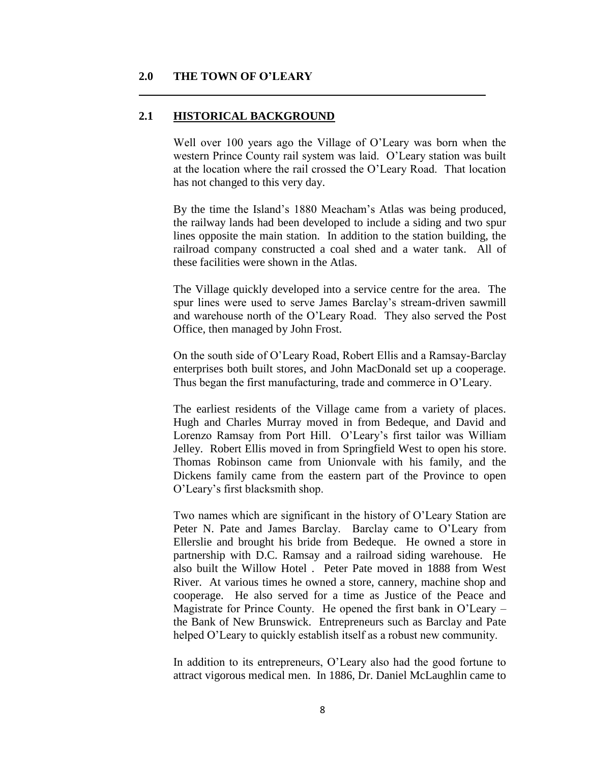## 2.0 THE TOWN OF O'LEARY

### 2.1 HISTORICAL BACKGROUND

Well over 100 years ago the Village of O'Leary was born when the western Prince County rail system was laid. O'Leary station was built at the location where the rail crossed the O'Leary Road. That location has not changed to this very day.

By the time the Island's 1880 Meacham's Atlas was being produced, the railway lands had been developed to include a siding and two spur lines opposite the main station. In addition to the station building, the railroad company constructed a coal shed and a water tank. All of these facilities were shown in the Atlas.

The Village quickly developed into a service centre for the area. The spur lines were used to serve James Barclay's stream-driven sawmill and warehouse north of the O'Leary Road. They also served the Post Office, then managed by John Frost.

On the south side of O'Leary Road, Robert Ellis and a Ramsay-Barclay enterprises both built stores, and John MacDonald set up a cooperage. Thus began the first manufacturing, trade and commerce in O'Leary.

The earliest residents of the Village came from a variety of places. Hugh and Charles Murray moved in from Bedeque, and David and Lorenzo Ramsay from Port Hill. O'Leary's first tailor was William Jelley. Robert Ellis moved in from Springfield West to open his store. Thomas Robinson came from Unionvale with his family, and the Dickens family came from the eastern part of the Province to open O'Leary's first blacksmith shop.

Two names which are significant in the history of O'Leary Station are Peter N. Pate and James Barclay. Barclay came to O'Leary from Ellerslie and brought his bride from Bedeque. He owned a store in partnership with D.C. Ramsay and a railroad siding warehouse. He also built the Willow Hotel . Peter Pate moved in 1888 from West River. At various times he owned a store, cannery, machine shop and cooperage. He also served for a time as Justice of the Peace and Magistrate for Prince County. He opened the first bank in O'Leary – the Bank of New Brunswick. Entrepreneurs such as Barclay and Pate helped O'Leary to quickly establish itself as a robust new community.

In addition to its entrepreneurs, O'Leary also had the good fortune to attract vigorous medical men. In 1886, Dr. Daniel McLaughlin came to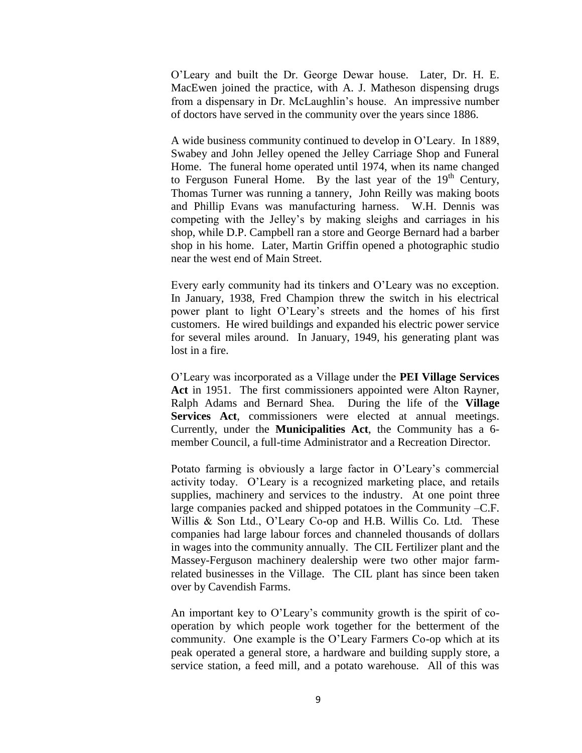O'Leary and built the Dr. George Dewar house. Later, Dr. H. E. MacEwen joined the practice, with A. J. Matheson dispensing drugs from a dispensary in Dr. McLaughlin's house. An impressive number of doctors have served in the community over the years since 1886.

A wide business community continued to develop in O'Leary. In 1889, Swabey and John Jelley opened the Jelley Carriage Shop and Funeral Home. The funeral home operated until 1974, when its name changed to Ferguson Funeral Home. By the last year of the 19th Century, Thomas Turner was running a tannery, John Reilly was making boots and Phillip Evans was manufacturing harness. W.H. Dennis was competing with the Jelley's by making sleighs and carriages in his shop, while D.P. Campbell ran a store and George Bernard had a barber shop in his home. Later, Martin Griffin opened a photographic studio near the west end of Main Street.

Every early community had its tinkers and O'Leary was no exception. In January, 1938, Fred Champion threw the switch in his electrical power plant to light O'Leary's streets and the homes of his first customers. He wired buildings and expanded his electric power service for several miles around. In January, 1949, his generating plant was lost in a fire.

O'Leary was incorporated as a Village under the **PEI Village Services Act** in 1951. The first commissioners appointed were Alton Rayner, Ralph Adams and Bernard Shea. During the life of the **Village Services Act**, commissioners were elected at annual meetings. Currently, under the **Municipalities Act**, the Community has a 6-member Council, a full-time Administrator and a Recreation Director.

Potato farming is obviously a large factor in O'Leary's commercial activity today. O'Leary is a recognized marketing place, and retails supplies, machinery and services to the industry. At one point three large companies packed and shipped potatoes in the Community –C.F. Willis & Son Ltd., O'Leary Co-op and H.B. Willis Co. Ltd. These companies had large labour forces and channeled thousands of dollars in wages into the community annually. The CIL Fertilizer plant and the Massey-Ferguson machinery dealership were two other major farm-related businesses in the Village. The CIL plant has since been taken over by Cavendish Farms.

An important key to O'Leary's community growth is the spirit of co-operation by which people work together for the betterment of the community. One example is the O'Leary Farmers Co-op which at its peak operated a general store, a hardware and building supply store, a service station, a feed mill, and a potato warehouse. All of this was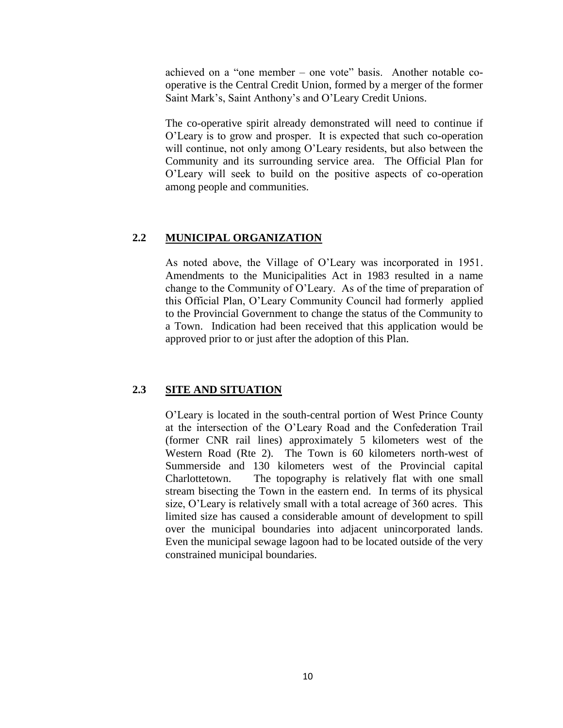achieved on a "one member – one vote" basis. Another notable co-operative is the Central Credit Union, formed by a merger of the former Saint Mark's, Saint Anthony's and O'Leary Credit Unions.

The co-operative spirit already demonstrated will need to continue if O'Leary is to grow and prosper. It is expected that such co-operation will continue, not only among O'Leary residents, but also between the Community and its surrounding service area. The Official Plan for O'Leary will seek to build on the positive aspects of co-operation among people and communities.

## 2.2 MUNICIPAL ORGANIZATION

As noted above, the Village of O'Leary was incorporated in 1951. Amendments to the Municipalities Act in 1983 resulted in a name change to the Community of O'Leary. As of the time of preparation of this Official Plan, O'Leary Community Council had formerly applied to the Provincial Government to change the status of the Community to a Town. Indication had been received that this application would be approved prior to or just after the adoption of this Plan.

## 2.3 SITE AND SITUATION

O'Leary is located in the south-central portion of West Prince County at the intersection of the O'Leary Road and the Confederation Trail (former CNR rail lines) approximately 5 kilometers west of the Western Road (Rte 2). The Town is 60 kilometers north-west of Summerside and 130 kilometers west of the Provincial capital Charlottetown. The topography is relatively flat with one small stream bisecting the Town in the eastern end. In terms of its physical size, O'Leary is relatively small with a total acreage of 360 acres. This limited size has caused a considerable amount of development to spill over the municipal boundaries into adjacent unincorporated lands. Even the municipal sewage lagoon had to be located outside of the very constrained municipal boundaries.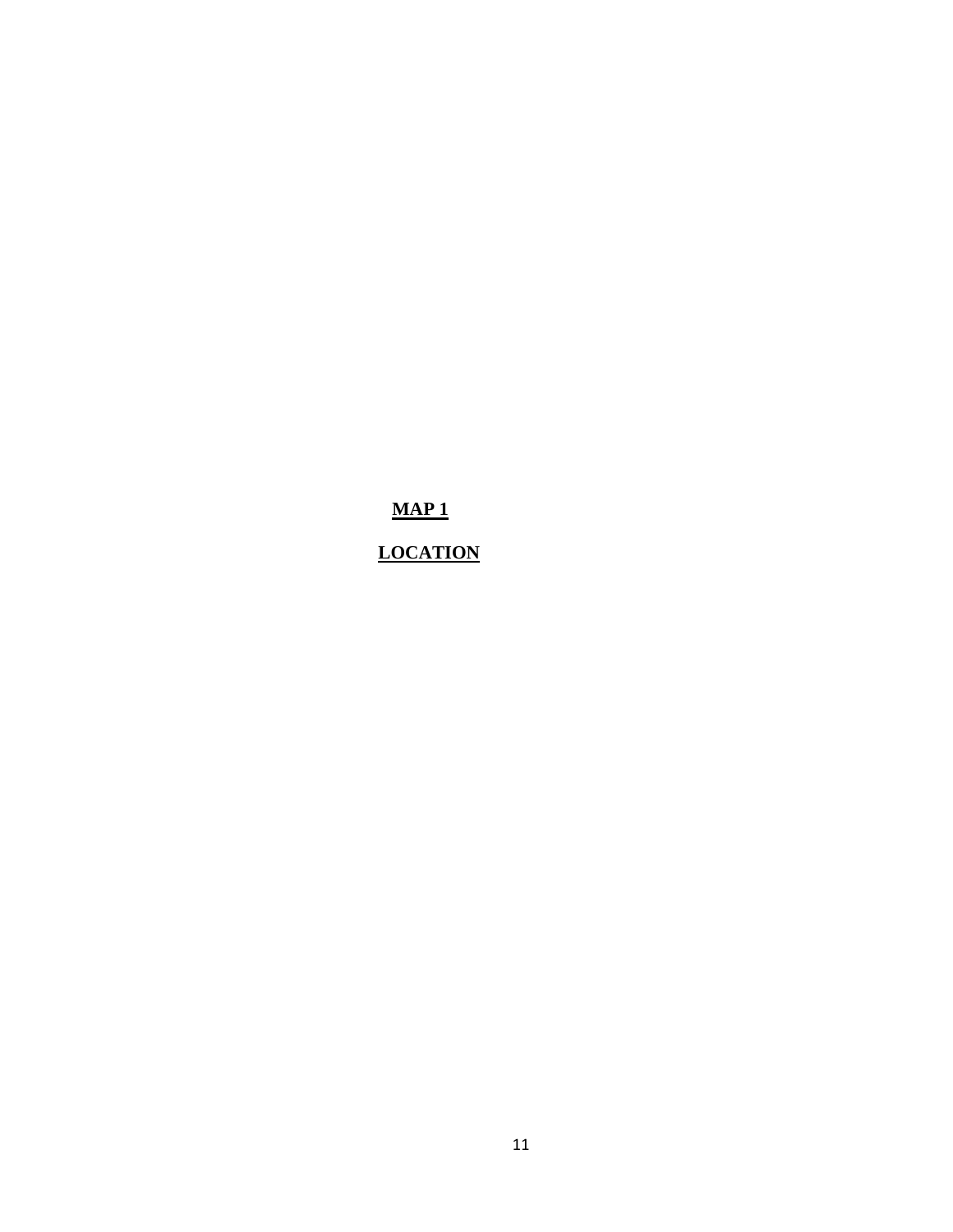**MAP 1**

**LOCATION**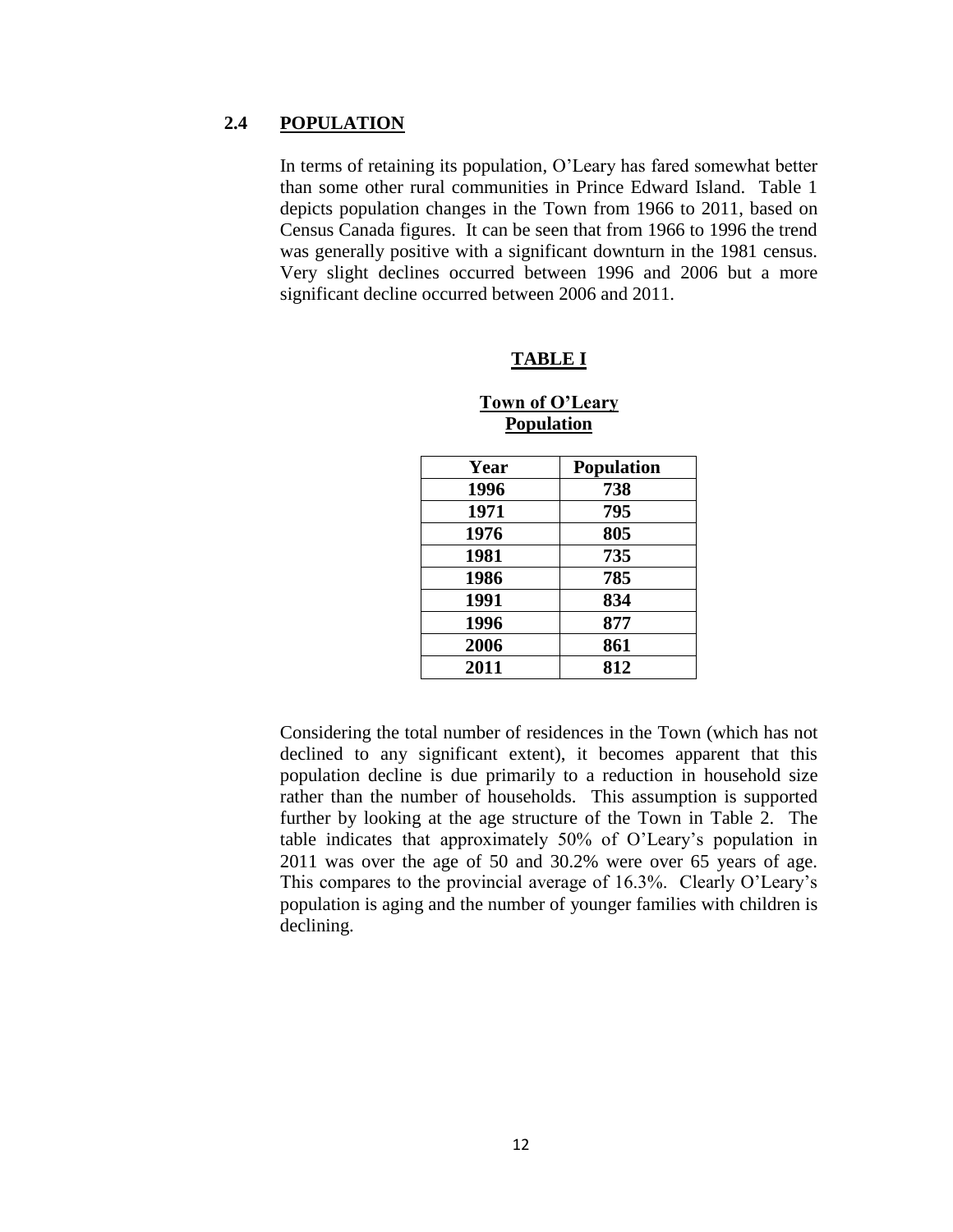## 2.4 POPULATION

In terms of retaining its population, O'Leary has fared somewhat better than some other rural communities in Prince Edward Island. Table 1 depicts population changes in the Town from 1966 to 2011, based on Census Canada figures. It can be seen that from 1966 to 1996 the trend was generally positive with a significant downturn in the 1981 census. Very slight declines occurred between 1996 and 2006 but a more significant decline occurred between 2006 and 2011.

**TABLE I**

**Town of O'Leary Population**

| Year | Population |
|---|---|
| 1996 | 738 |
| 1971 | 795 |
| 1976 | 805 |
| 1981 | 735 |
| 1986 | 785 |
| 1991 | 834 |
| 1996 | 877 |
| 2006 | 861 |
| 2011 | 812 |

Considering the total number of residences in the Town (which has not declined to any significant extent), it becomes apparent that this population decline is due primarily to a reduction in household size rather than the number of households. This assumption is supported further by looking at the age structure of the Town in Table 2. The table indicates that approximately 50% of O'Leary's population in 2011 was over the age of 50 and 30.2% were over 65 years of age. This compares to the provincial average of 16.3%. Clearly O'Leary's population is aging and the number of younger families with children is declining.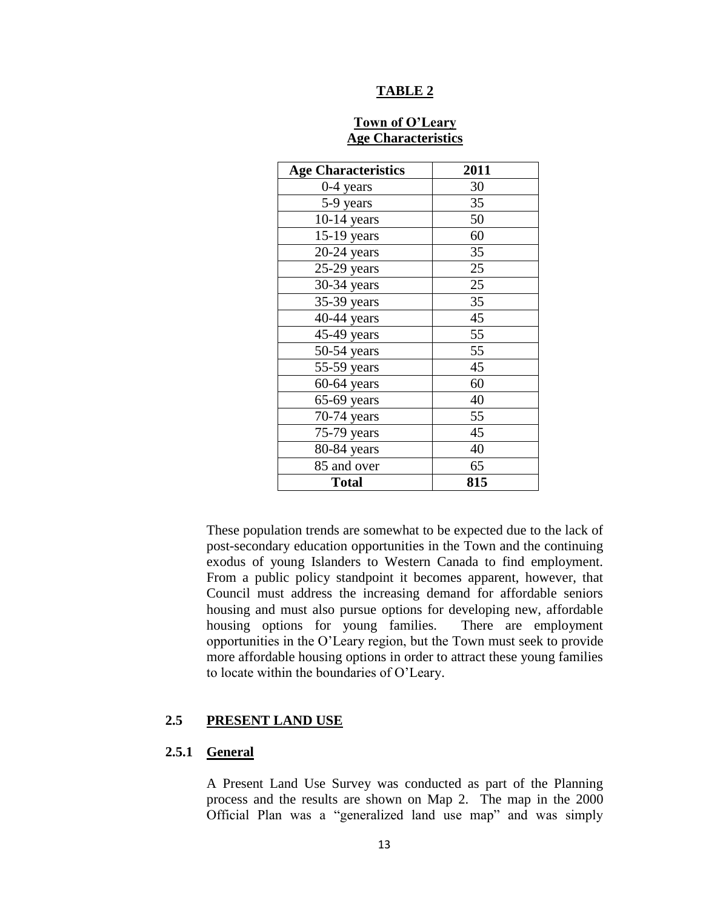**TABLE 2**

**Town of O'Leary**
**Age Characteristics**

| Age Characteristics | 2011 |
|---|---|
| 0-4 years | 30 |
| 5-9 years | 35 |
| 10-14 years | 50 |
| 15-19 years | 60 |
| 20-24 years | 35 |
| 25-29 years | 25 |
| 30-34 years | 25 |
| 35-39 years | 35 |
| 40-44 years | 45 |
| 45-49 years | 55 |
| 50-54 years | 55 |
| 55-59 years | 45 |
| 60-64 years | 60 |
| 65-69 years | 40 |
| 70-74 years | 55 |
| 75-79 years | 45 |
| 80-84 years | 40 |
| 85 and over | 65 |
| **Total** | **815** |

These population trends are somewhat to be expected due to the lack of post-secondary education opportunities in the Town and the continuing exodus of young Islanders to Western Canada to find employment. From a public policy standpoint it becomes apparent, however, that Council must address the increasing demand for affordable seniors housing and must also pursue options for developing new, affordable housing options for young families. There are employment opportunities in the O'Leary region, but the Town must seek to provide more affordable housing options in order to attract these young families to locate within the boundaries of O'Leary.

## 2.5 PRESENT LAND USE

### 2.5.1 General

A Present Land Use Survey was conducted as part of the Planning process and the results are shown on Map 2. The map in the 2000 Official Plan was a "generalized land use map" and was simply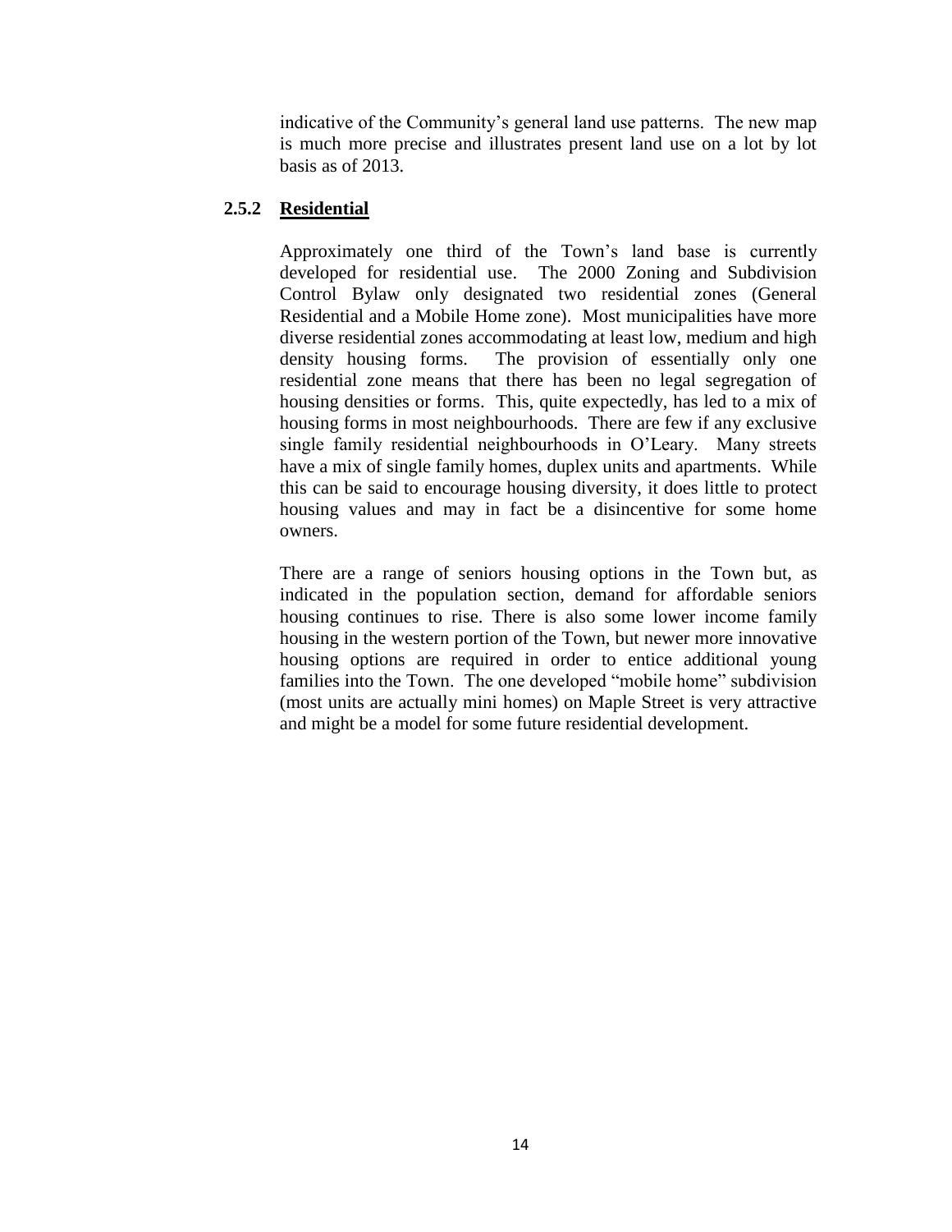indicative of the Community's general land use patterns. The new map is much more precise and illustrates present land use on a lot by lot basis as of 2013.

### 2.5.2 Residential

Approximately one third of the Town's land base is currently developed for residential use. The 2000 Zoning and Subdivision Control Bylaw only designated two residential zones (General Residential and a Mobile Home zone). Most municipalities have more diverse residential zones accommodating at least low, medium and high density housing forms. The provision of essentially only one residential zone means that there has been no legal segregation of housing densities or forms. This, quite expectedly, has led to a mix of housing forms in most neighbourhoods. There are few if any exclusive single family residential neighbourhoods in O'Leary. Many streets have a mix of single family homes, duplex units and apartments. While this can be said to encourage housing diversity, it does little to protect housing values and may in fact be a disincentive for some home owners.

There are a range of seniors housing options in the Town but, as indicated in the population section, demand for affordable seniors housing continues to rise. There is also some lower income family housing in the western portion of the Town, but newer more innovative housing options are required in order to entice additional young families into the Town. The one developed "mobile home" subdivision (most units are actually mini homes) on Maple Street is very attractive and might be a model for some future residential development.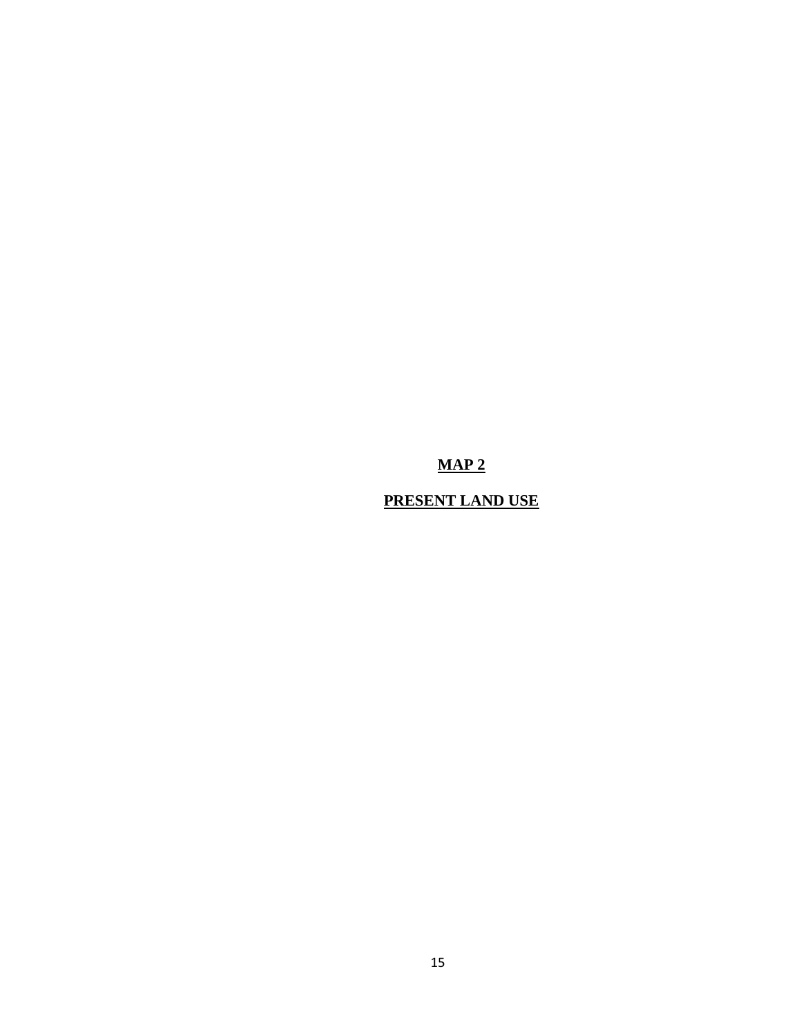**MAP 2**

**PRESENT LAND USE**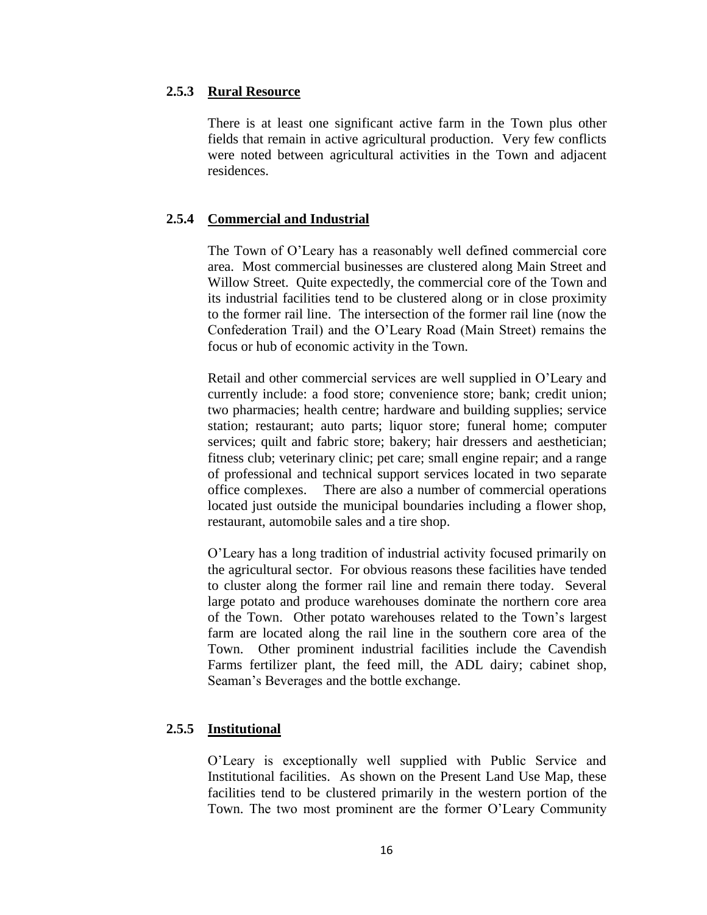### 2.5.3 Rural Resource

There is at least one significant active farm in the Town plus other fields that remain in active agricultural production. Very few conflicts were noted between agricultural activities in the Town and adjacent residences.

### 2.5.4 Commercial and Industrial

The Town of O'Leary has a reasonably well defined commercial core area. Most commercial businesses are clustered along Main Street and Willow Street. Quite expectedly, the commercial core of the Town and its industrial facilities tend to be clustered along or in close proximity to the former rail line. The intersection of the former rail line (now the Confederation Trail) and the O'Leary Road (Main Street) remains the focus or hub of economic activity in the Town.

Retail and other commercial services are well supplied in O'Leary and currently include: a food store; convenience store; bank; credit union; two pharmacies; health centre; hardware and building supplies; service station; restaurant; auto parts; liquor store; funeral home; computer services; quilt and fabric store; bakery; hair dressers and aesthetician; fitness club; veterinary clinic; pet care; small engine repair; and a range of professional and technical support services located in two separate office complexes. There are also a number of commercial operations located just outside the municipal boundaries including a flower shop, restaurant, automobile sales and a tire shop.

O'Leary has a long tradition of industrial activity focused primarily on the agricultural sector. For obvious reasons these facilities have tended to cluster along the former rail line and remain there today. Several large potato and produce warehouses dominate the northern core area of the Town. Other potato warehouses related to the Town's largest farm are located along the rail line in the southern core area of the Town. Other prominent industrial facilities include the Cavendish Farms fertilizer plant, the feed mill, the ADL dairy; cabinet shop, Seaman's Beverages and the bottle exchange.

### 2.5.5 Institutional

O'Leary is exceptionally well supplied with Public Service and Institutional facilities. As shown on the Present Land Use Map, these facilities tend to be clustered primarily in the western portion of the Town. The two most prominent are the former O'Leary Community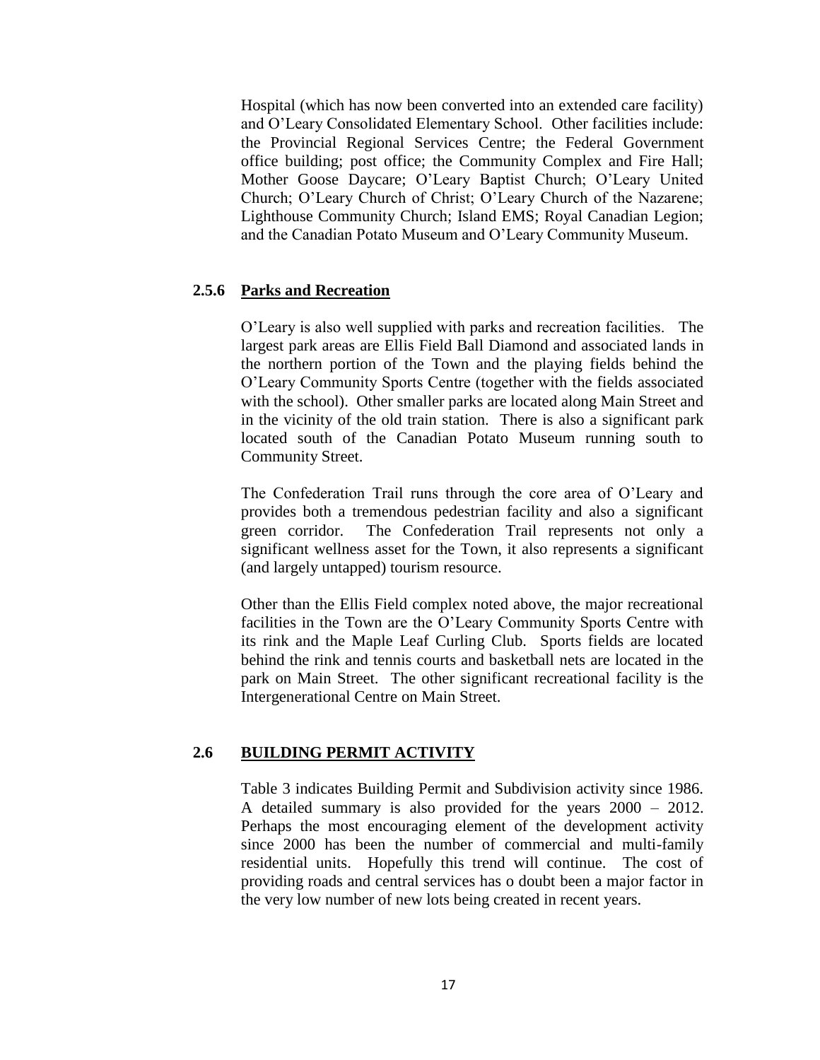Hospital (which has now been converted into an extended care facility) and O'Leary Consolidated Elementary School. Other facilities include: the Provincial Regional Services Centre; the Federal Government office building; post office; the Community Complex and Fire Hall; Mother Goose Daycare; O'Leary Baptist Church; O'Leary United Church; O'Leary Church of Christ; O'Leary Church of the Nazarene; Lighthouse Community Church; Island EMS; Royal Canadian Legion; and the Canadian Potato Museum and O'Leary Community Museum.

### 2.5.6 Parks and Recreation

O'Leary is also well supplied with parks and recreation facilities. The largest park areas are Ellis Field Ball Diamond and associated lands in the northern portion of the Town and the playing fields behind the O'Leary Community Sports Centre (together with the fields associated with the school). Other smaller parks are located along Main Street and in the vicinity of the old train station. There is also a significant park located south of the Canadian Potato Museum running south to Community Street.

The Confederation Trail runs through the core area of O'Leary and provides both a tremendous pedestrian facility and also a significant green corridor. The Confederation Trail represents not only a significant wellness asset for the Town, it also represents a significant (and largely untapped) tourism resource.

Other than the Ellis Field complex noted above, the major recreational facilities in the Town are the O'Leary Community Sports Centre with its rink and the Maple Leaf Curling Club. Sports fields are located behind the rink and tennis courts and basketball nets are located in the park on Main Street. The other significant recreational facility is the Intergenerational Centre on Main Street.

## 2.6 BUILDING PERMIT ACTIVITY

Table 3 indicates Building Permit and Subdivision activity since 1986. A detailed summary is also provided for the years 2000 – 2012. Perhaps the most encouraging element of the development activity since 2000 has been the number of commercial and multi-family residential units. Hopefully this trend will continue. The cost of providing roads and central services has o doubt been a major factor in the very low number of new lots being created in recent years.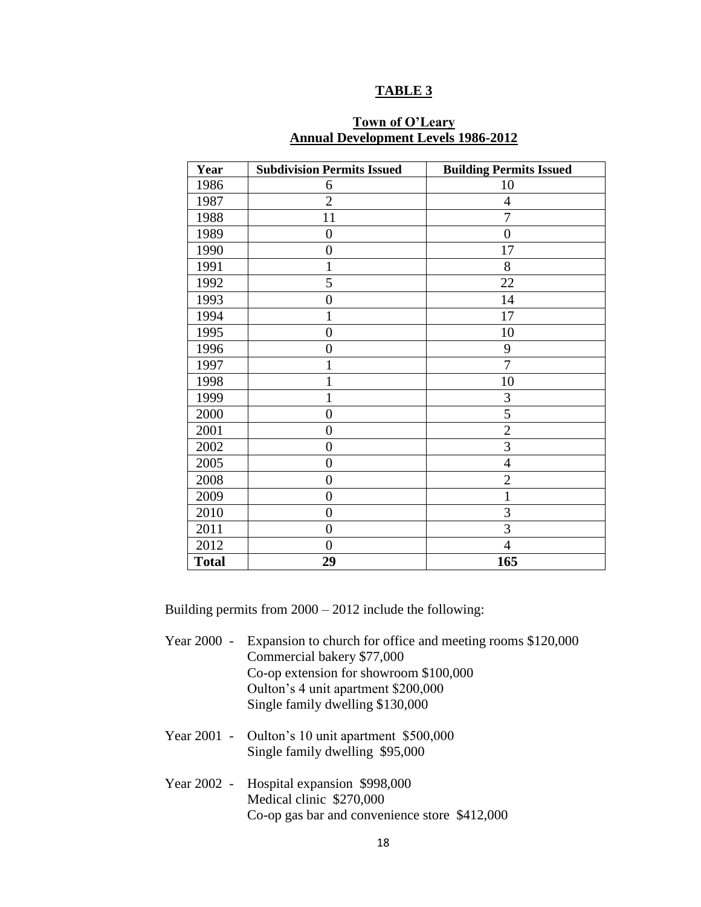**TABLE 3**

**Town of O'Leary**
**Annual Development Levels 1986-2012**

| Year | Subdivision Permits Issued | Building Permits Issued |
|---|---|---|
| 1986 | 6 | 10 |
| 1987 | 2 | 4 |
| 1988 | 11 | 7 |
| 1989 | 0 | 0 |
| 1990 | 0 | 17 |
| 1991 | 1 | 8 |
| 1992 | 5 | 22 |
| 1993 | 0 | 14 |
| 1994 | 1 | 17 |
| 1995 | 0 | 10 |
| 1996 | 0 | 9 |
| 1997 | 1 | 7 |
| 1998 | 1 | 10 |
| 1999 | 1 | 3 |
| 2000 | 0 | 5 |
| 2001 | 0 | 2 |
| 2002 | 0 | 3 |
| 2005 | 0 | 4 |
| 2008 | 0 | 2 |
| 2009 | 0 | 1 |
| 2010 | 0 | 3 |
| 2011 | 0 | 3 |
| 2012 | 0 | 4 |
| **Total** | **29** | **165** |

Building permits from 2000 – 2012 include the following:

Year 2000 - Expansion to church for office and meeting rooms $120,000
Commercial bakery $77,000
Co-op extension for showroom $100,000
Oulton's 4 unit apartment $200,000
Single family dwelling $130,000

Year 2001 - Oulton's 10 unit apartment $500,000
Single family dwelling $95,000

Year 2002 - Hospital expansion $998,000
Medical clinic $270,000
Co-op gas bar and convenience store $412,000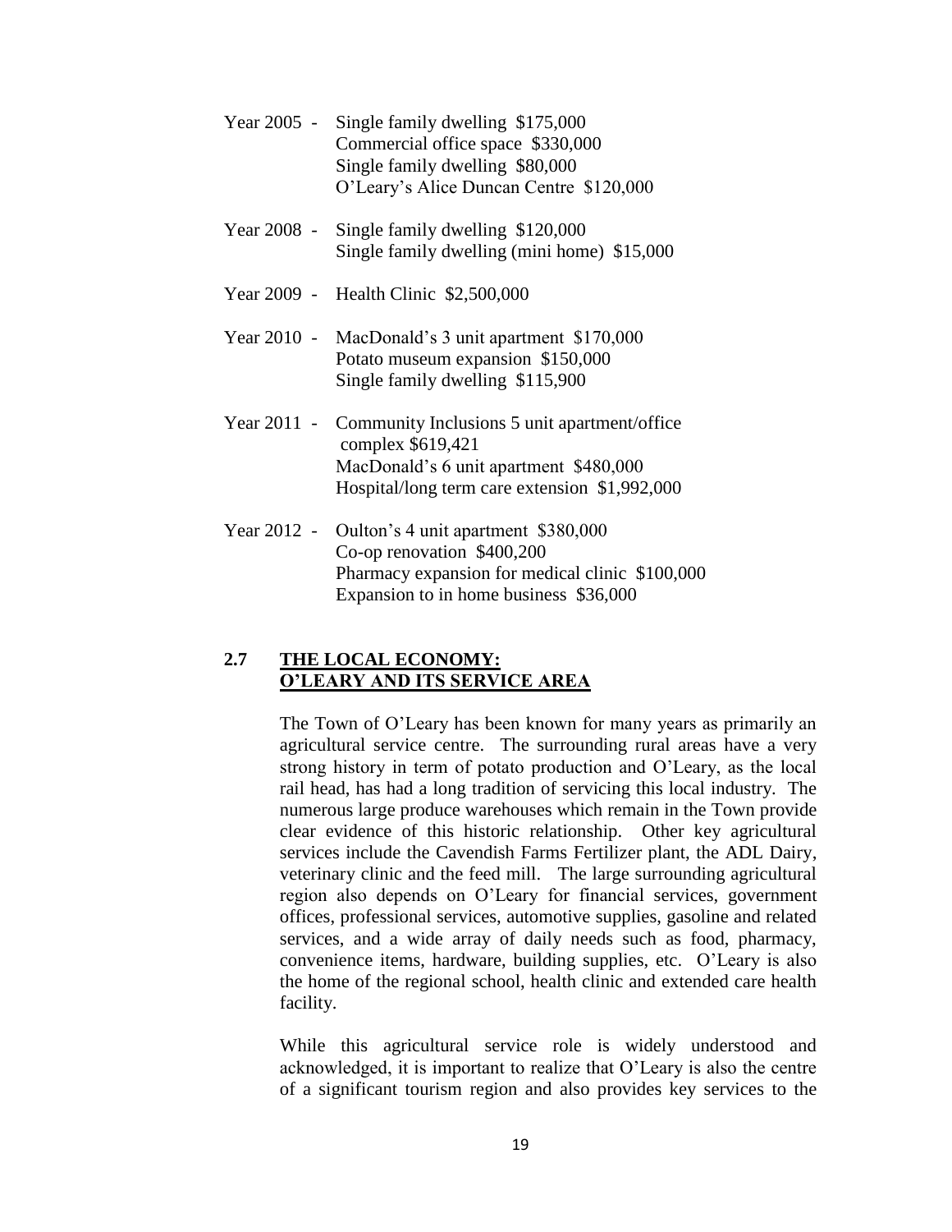Year 2005 - Single family dwelling $175,000
Commercial office space $330,000
Single family dwelling $80,000
O'Leary's Alice Duncan Centre $120,000

Year 2008 - Single family dwelling $120,000
Single family dwelling (mini home) $15,000

Year 2009 - Health Clinic $2,500,000

Year 2010 - MacDonald's 3 unit apartment $170,000
Potato museum expansion $150,000
Single family dwelling $115,900

Year 2011 - Community Inclusions 5 unit apartment/office complex $619,421
MacDonald's 6 unit apartment $480,000
Hospital/long term care extension $1,992,000

Year 2012 - Oulton's 4 unit apartment $380,000
Co-op renovation $400,200
Pharmacy expansion for medical clinic $100,000
Expansion to in home business $36,000

## 2.7 THE LOCAL ECONOMY: O'LEARY AND ITS SERVICE AREA

The Town of O'Leary has been known for many years as primarily an agricultural service centre. The surrounding rural areas have a very strong history in term of potato production and O'Leary, as the local rail head, has had a long tradition of servicing this local industry. The numerous large produce warehouses which remain in the Town provide clear evidence of this historic relationship. Other key agricultural services include the Cavendish Farms Fertilizer plant, the ADL Dairy, veterinary clinic and the feed mill. The large surrounding agricultural region also depends on O'Leary for financial services, government offices, professional services, automotive supplies, gasoline and related services, and a wide array of daily needs such as food, pharmacy, convenience items, hardware, building supplies, etc. O'Leary is also the home of the regional school, health clinic and extended care health facility.

While this agricultural service role is widely understood and acknowledged, it is important to realize that O'Leary is also the centre of a significant tourism region and also provides key services to the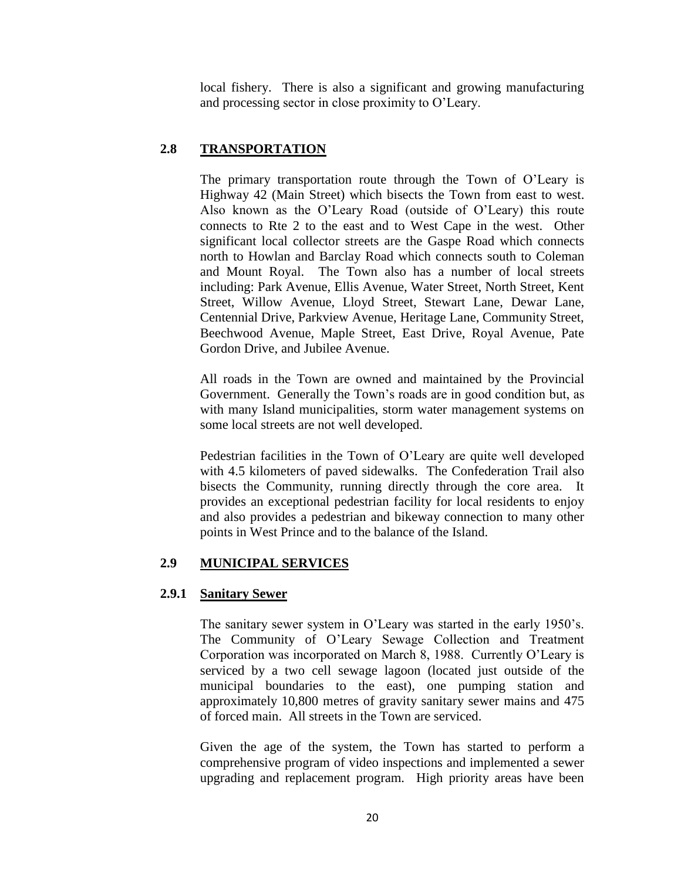local fishery. There is also a significant and growing manufacturing and processing sector in close proximity to O'Leary.

## 2.8 TRANSPORTATION

The primary transportation route through the Town of O'Leary is Highway 42 (Main Street) which bisects the Town from east to west. Also known as the O'Leary Road (outside of O'Leary) this route connects to Rte 2 to the east and to West Cape in the west. Other significant local collector streets are the Gaspe Road which connects north to Howlan and Barclay Road which connects south to Coleman and Mount Royal. The Town also has a number of local streets including: Park Avenue, Ellis Avenue, Water Street, North Street, Kent Street, Willow Avenue, Lloyd Street, Stewart Lane, Dewar Lane, Centennial Drive, Parkview Avenue, Heritage Lane, Community Street, Beechwood Avenue, Maple Street, East Drive, Royal Avenue, Pate Gordon Drive, and Jubilee Avenue.

All roads in the Town are owned and maintained by the Provincial Government. Generally the Town's roads are in good condition but, as with many Island municipalities, storm water management systems on some local streets are not well developed.

Pedestrian facilities in the Town of O'Leary are quite well developed with 4.5 kilometers of paved sidewalks. The Confederation Trail also bisects the Community, running directly through the core area. It provides an exceptional pedestrian facility for local residents to enjoy and also provides a pedestrian and bikeway connection to many other points in West Prince and to the balance of the Island.

## 2.9 MUNICIPAL SERVICES

### 2.9.1 Sanitary Sewer

The sanitary sewer system in O'Leary was started in the early 1950's. The Community of O'Leary Sewage Collection and Treatment Corporation was incorporated on March 8, 1988. Currently O'Leary is serviced by a two cell sewage lagoon (located just outside of the municipal boundaries to the east), one pumping station and approximately 10,800 metres of gravity sanitary sewer mains and 475 of forced main. All streets in the Town are serviced.

Given the age of the system, the Town has started to perform a comprehensive program of video inspections and implemented a sewer upgrading and replacement program. High priority areas have been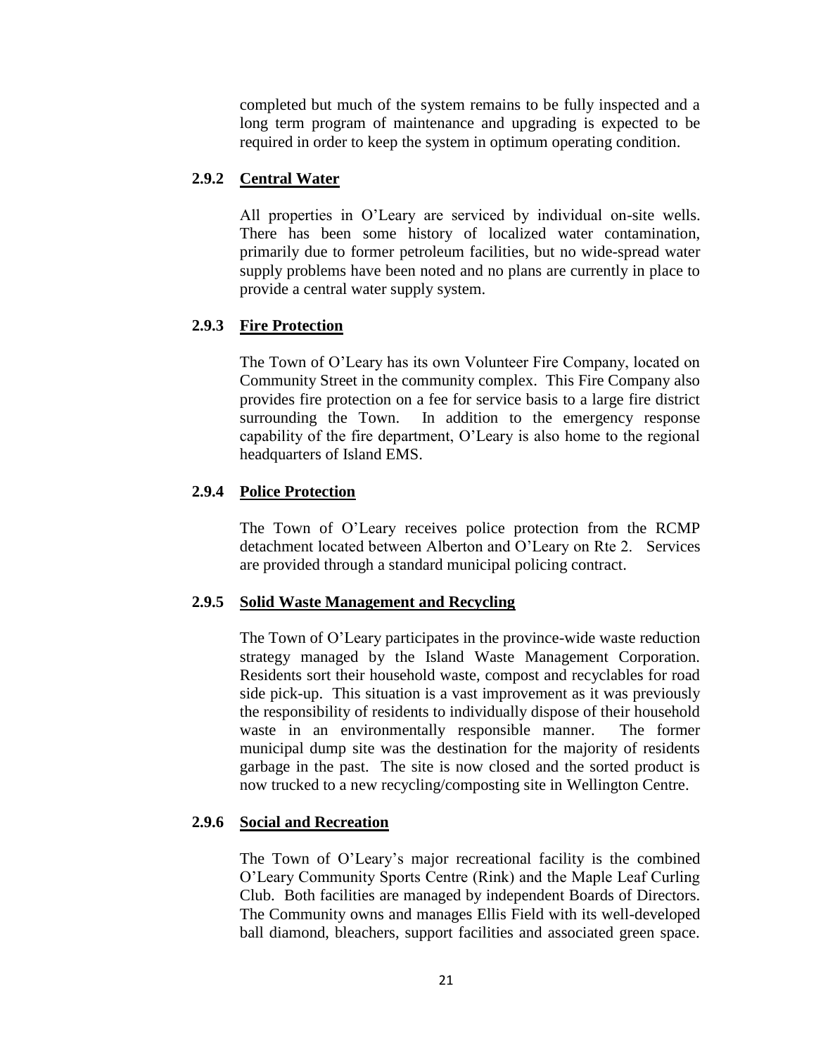completed but much of the system remains to be fully inspected and a long term program of maintenance and upgrading is expected to be required in order to keep the system in optimum operating condition.

### 2.9.2 Central Water

All properties in O'Leary are serviced by individual on-site wells. There has been some history of localized water contamination, primarily due to former petroleum facilities, but no wide-spread water supply problems have been noted and no plans are currently in place to provide a central water supply system.

### 2.9.3 Fire Protection

The Town of O'Leary has its own Volunteer Fire Company, located on Community Street in the community complex. This Fire Company also provides fire protection on a fee for service basis to a large fire district surrounding the Town. In addition to the emergency response capability of the fire department, O'Leary is also home to the regional headquarters of Island EMS.

### 2.9.4 Police Protection

The Town of O'Leary receives police protection from the RCMP detachment located between Alberton and O'Leary on Rte 2. Services are provided through a standard municipal policing contract.

### 2.9.5 Solid Waste Management and Recycling

The Town of O'Leary participates in the province-wide waste reduction strategy managed by the Island Waste Management Corporation. Residents sort their household waste, compost and recyclables for road side pick-up. This situation is a vast improvement as it was previously the responsibility of residents to individually dispose of their household waste in an environmentally responsible manner. The former municipal dump site was the destination for the majority of residents garbage in the past. The site is now closed and the sorted product is now trucked to a new recycling/composting site in Wellington Centre.

### 2.9.6 Social and Recreation

The Town of O'Leary's major recreational facility is the combined O'Leary Community Sports Centre (Rink) and the Maple Leaf Curling Club. Both facilities are managed by independent Boards of Directors. The Community owns and manages Ellis Field with its well-developed ball diamond, bleachers, support facilities and associated green space.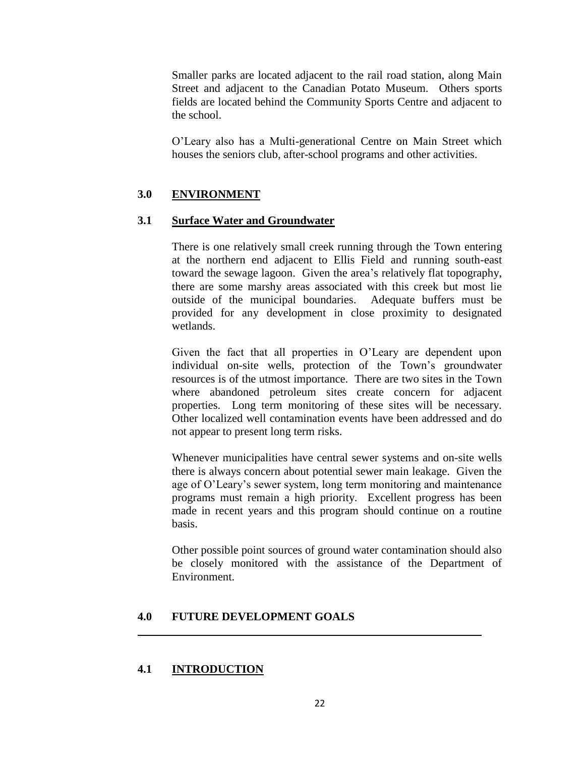Smaller parks are located adjacent to the rail road station, along Main Street and adjacent to the Canadian Potato Museum. Others sports fields are located behind the Community Sports Centre and adjacent to the school.

O'Leary also has a Multi-generational Centre on Main Street which houses the seniors club, after-school programs and other activities.

## 3.0 ENVIRONMENT

### 3.1 Surface Water and Groundwater

There is one relatively small creek running through the Town entering at the northern end adjacent to Ellis Field and running south-east toward the sewage lagoon. Given the area's relatively flat topography, there are some marshy areas associated with this creek but most lie outside of the municipal boundaries. Adequate buffers must be provided for any development in close proximity to designated wetlands.

Given the fact that all properties in O'Leary are dependent upon individual on-site wells, protection of the Town's groundwater resources is of the utmost importance. There are two sites in the Town where abandoned petroleum sites create concern for adjacent properties. Long term monitoring of these sites will be necessary. Other localized well contamination events have been addressed and do not appear to present long term risks.

Whenever municipalities have central sewer systems and on-site wells there is always concern about potential sewer main leakage. Given the age of O'Leary's sewer system, long term monitoring and maintenance programs must remain a high priority. Excellent progress has been made in recent years and this program should continue on a routine basis.

Other possible point sources of ground water contamination should also be closely monitored with the assistance of the Department of Environment.

## 4.0 FUTURE DEVELOPMENT GOALS

### 4.1 INTRODUCTION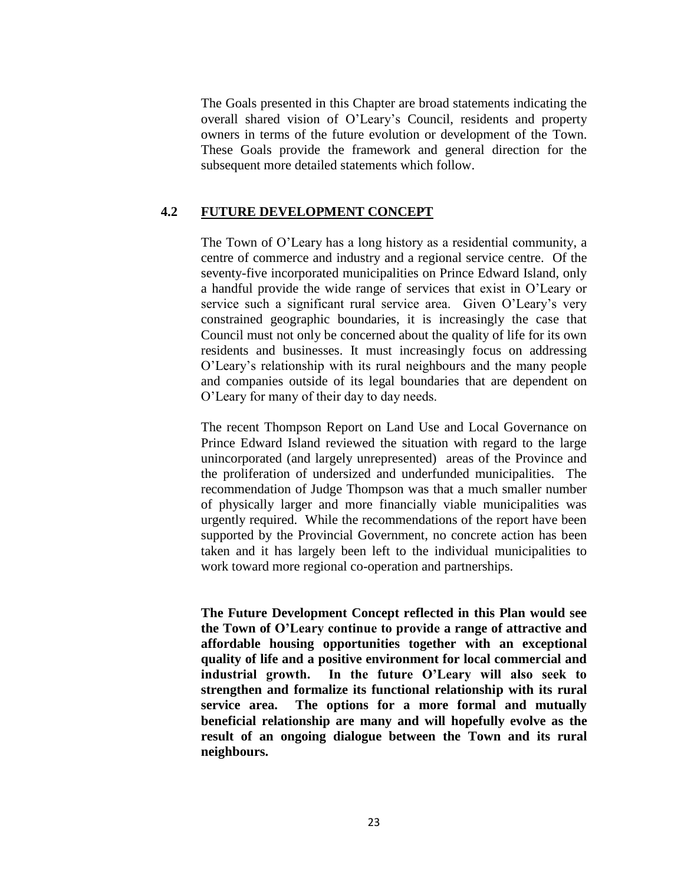The Goals presented in this Chapter are broad statements indicating the overall shared vision of O'Leary's Council, residents and property owners in terms of the future evolution or development of the Town. These Goals provide the framework and general direction for the subsequent more detailed statements which follow.

## 4.2 FUTURE DEVELOPMENT CONCEPT

The Town of O'Leary has a long history as a residential community, a centre of commerce and industry and a regional service centre. Of the seventy-five incorporated municipalities on Prince Edward Island, only a handful provide the wide range of services that exist in O'Leary or service such a significant rural service area. Given O'Leary's very constrained geographic boundaries, it is increasingly the case that Council must not only be concerned about the quality of life for its own residents and businesses. It must increasingly focus on addressing O'Leary's relationship with its rural neighbours and the many people and companies outside of its legal boundaries that are dependent on O'Leary for many of their day to day needs.

The recent Thompson Report on Land Use and Local Governance on Prince Edward Island reviewed the situation with regard to the large unincorporated (and largely unrepresented) areas of the Province and the proliferation of undersized and underfunded municipalities. The recommendation of Judge Thompson was that a much smaller number of physically larger and more financially viable municipalities was urgently required. While the recommendations of the report have been supported by the Provincial Government, no concrete action has been taken and it has largely been left to the individual municipalities to work toward more regional co-operation and partnerships.

**The Future Development Concept reflected in this Plan would see the Town of O'Leary continue to provide a range of attractive and affordable housing opportunities together with an exceptional quality of life and a positive environment for local commercial and industrial growth. In the future O'Leary will also seek to strengthen and formalize its functional relationship with its rural service area. The options for a more formal and mutually beneficial relationship are many and will hopefully evolve as the result of an ongoing dialogue between the Town and its rural neighbours.**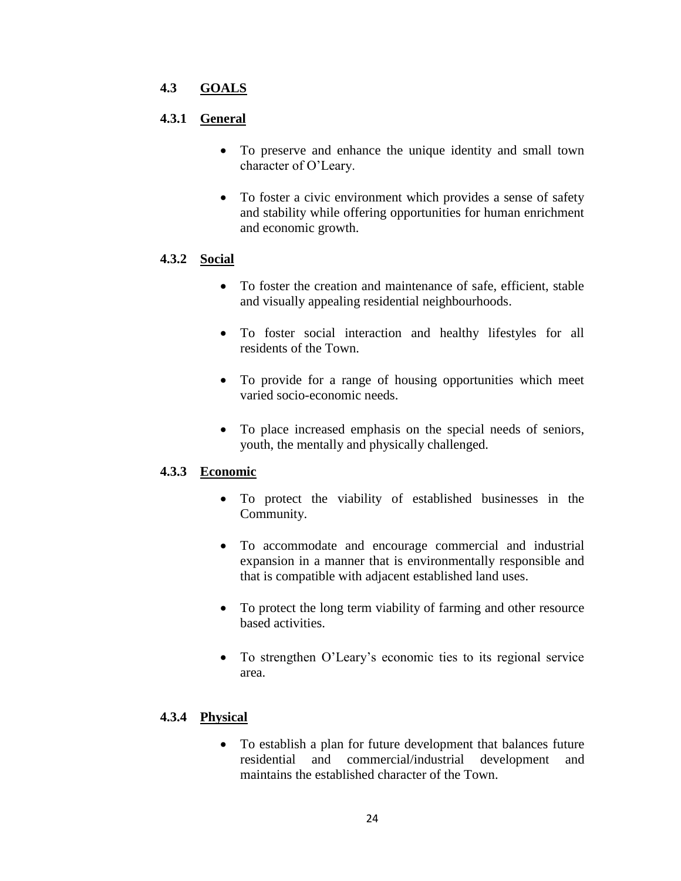## 4.3 GOALS

### 4.3.1 General

- To preserve and enhance the unique identity and small town character of O'Leary.
- To foster a civic environment which provides a sense of safety and stability while offering opportunities for human enrichment and economic growth.

### 4.3.2 Social

- To foster the creation and maintenance of safe, efficient, stable and visually appealing residential neighbourhoods.
- To foster social interaction and healthy lifestyles for all residents of the Town.
- To provide for a range of housing opportunities which meet varied socio-economic needs.
- To place increased emphasis on the special needs of seniors, youth, the mentally and physically challenged.

### 4.3.3 Economic

- To protect the viability of established businesses in the Community.
- To accommodate and encourage commercial and industrial expansion in a manner that is environmentally responsible and that is compatible with adjacent established land uses.
- To protect the long term viability of farming and other resource based activities.
- To strengthen O'Leary's economic ties to its regional service area.

### 4.3.4 Physical

- To establish a plan for future development that balances future residential and commercial/industrial development and maintains the established character of the Town.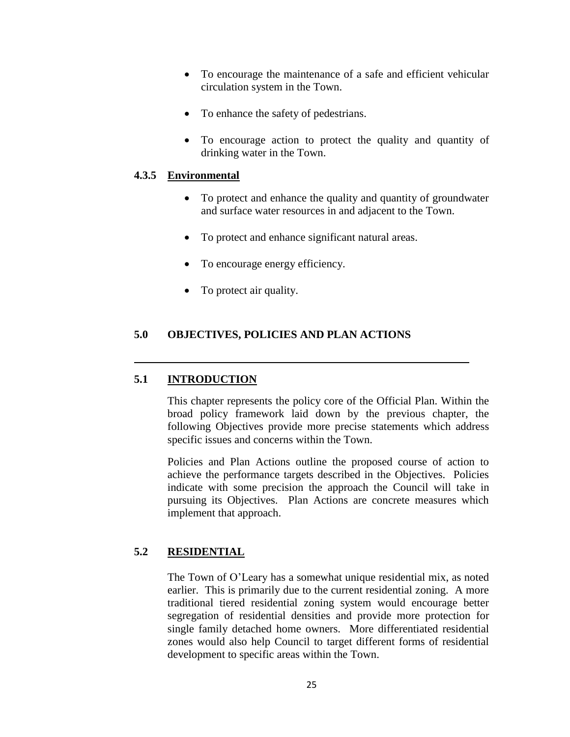- To encourage the maintenance of a safe and efficient vehicular circulation system in the Town.
- To enhance the safety of pedestrians.
- To encourage action to protect the quality and quantity of drinking water in the Town.

### 4.3.5 Environmental

- To protect and enhance the quality and quantity of groundwater and surface water resources in and adjacent to the Town.
- To protect and enhance significant natural areas.
- To encourage energy efficiency.
- To protect air quality.

# 5.0 OBJECTIVES, POLICIES AND PLAN ACTIONS

## 5.1 INTRODUCTION

This chapter represents the policy core of the Official Plan. Within the broad policy framework laid down by the previous chapter, the following Objectives provide more precise statements which address specific issues and concerns within the Town.

Policies and Plan Actions outline the proposed course of action to achieve the performance targets described in the Objectives. Policies indicate with some precision the approach the Council will take in pursuing its Objectives. Plan Actions are concrete measures which implement that approach.

## 5.2 RESIDENTIAL

The Town of O'Leary has a somewhat unique residential mix, as noted earlier. This is primarily due to the current residential zoning. A more traditional tiered residential zoning system would encourage better segregation of residential densities and provide more protection for single family detached home owners. More differentiated residential zones would also help Council to target different forms of residential development to specific areas within the Town.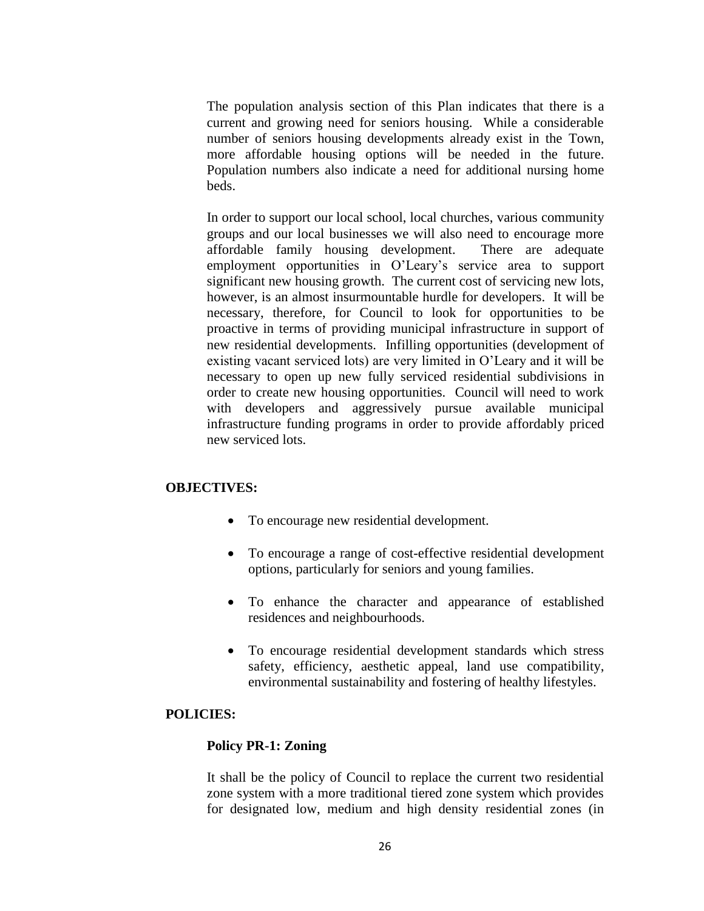The population analysis section of this Plan indicates that there is a current and growing need for seniors housing. While a considerable number of seniors housing developments already exist in the Town, more affordable housing options will be needed in the future. Population numbers also indicate a need for additional nursing home beds.

In order to support our local school, local churches, various community groups and our local businesses we will also need to encourage more affordable family housing development. There are adequate employment opportunities in O'Leary's service area to support significant new housing growth. The current cost of servicing new lots, however, is an almost insurmountable hurdle for developers. It will be necessary, therefore, for Council to look for opportunities to be proactive in terms of providing municipal infrastructure in support of new residential developments. Infilling opportunities (development of existing vacant serviced lots) are very limited in O'Leary and it will be necessary to open up new fully serviced residential subdivisions in order to create new housing opportunities. Council will need to work with developers and aggressively pursue available municipal infrastructure funding programs in order to provide affordably priced new serviced lots.

**OBJECTIVES:**

- To encourage new residential development.
- To encourage a range of cost-effective residential development options, particularly for seniors and young families.
- To enhance the character and appearance of established residences and neighbourhoods.
- To encourage residential development standards which stress safety, efficiency, aesthetic appeal, land use compatibility, environmental sustainability and fostering of healthy lifestyles.

**POLICIES:**

**Policy PR-1: Zoning**

It shall be the policy of Council to replace the current two residential zone system with a more traditional tiered zone system which provides for designated low, medium and high density residential zones (in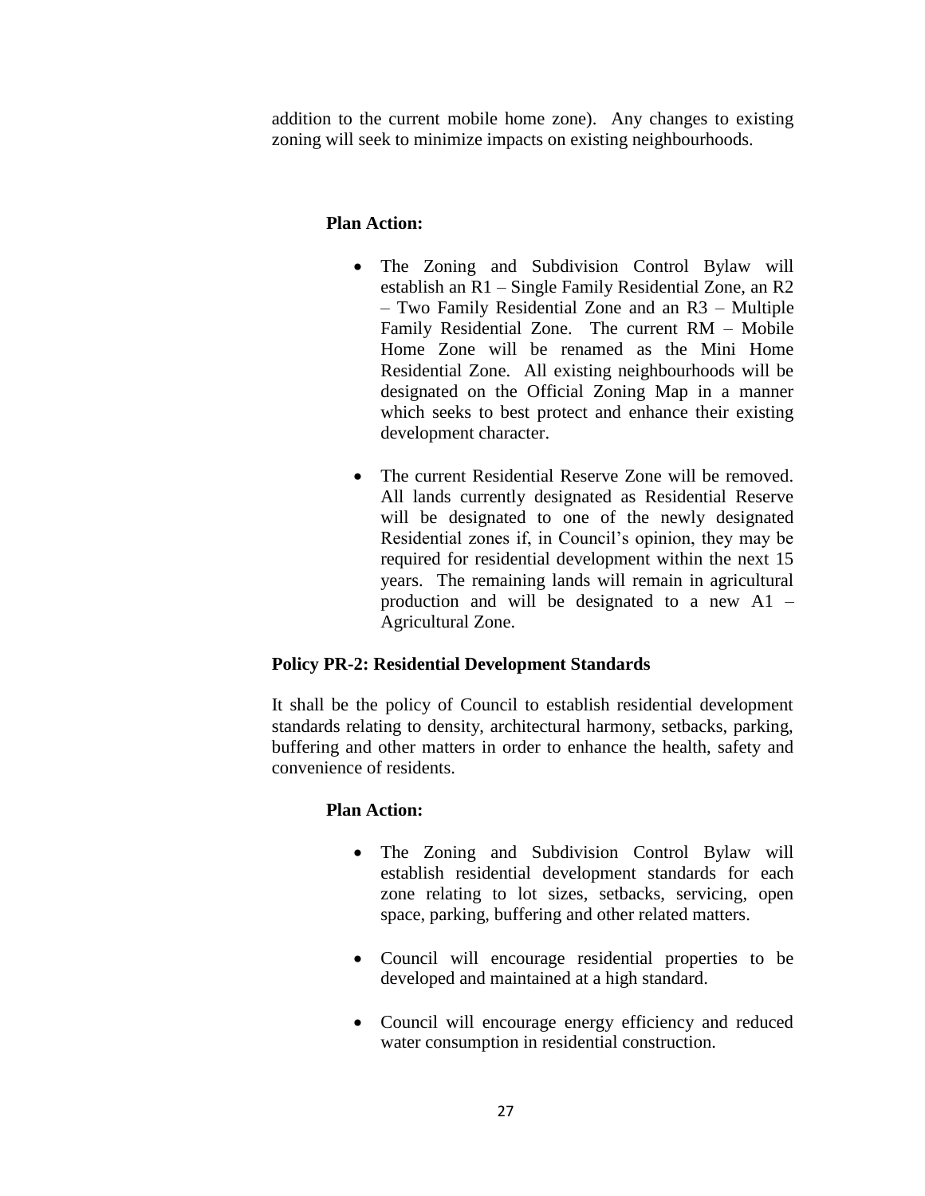addition to the current mobile home zone). Any changes to existing zoning will seek to minimize impacts on existing neighbourhoods.

**Plan Action:**

- The Zoning and Subdivision Control Bylaw will establish an R1 – Single Family Residential Zone, an R2 – Two Family Residential Zone and an R3 – Multiple Family Residential Zone. The current RM – Mobile Home Zone will be renamed as the Mini Home Residential Zone. All existing neighbourhoods will be designated on the Official Zoning Map in a manner which seeks to best protect and enhance their existing development character.

- The current Residential Reserve Zone will be removed. All lands currently designated as Residential Reserve will be designated to one of the newly designated Residential zones if, in Council's opinion, they may be required for residential development within the next 15 years. The remaining lands will remain in agricultural production and will be designated to a new A1 – Agricultural Zone.

**Policy PR-2: Residential Development Standards**

It shall be the policy of Council to establish residential development standards relating to density, architectural harmony, setbacks, parking, buffering and other matters in order to enhance the health, safety and convenience of residents.

**Plan Action:**

- The Zoning and Subdivision Control Bylaw will establish residential development standards for each zone relating to lot sizes, setbacks, servicing, open space, parking, buffering and other related matters.

- Council will encourage residential properties to be developed and maintained at a high standard.

- Council will encourage energy efficiency and reduced water consumption in residential construction.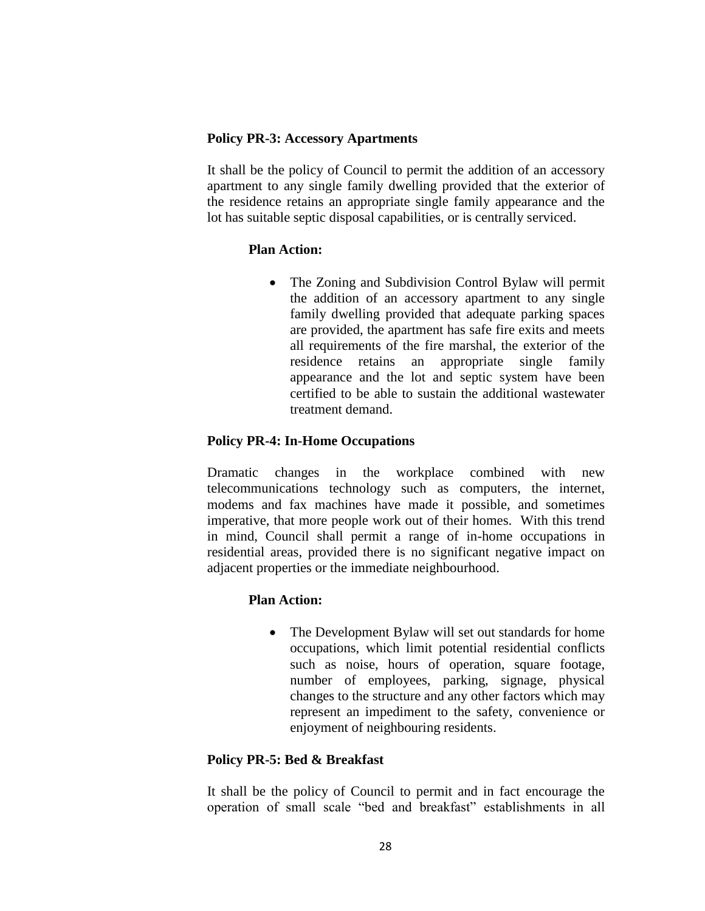### Policy PR-3: Accessory Apartments

It shall be the policy of Council to permit the addition of an accessory apartment to any single family dwelling provided that the exterior of the residence retains an appropriate single family appearance and the lot has suitable septic disposal capabilities, or is centrally serviced.

#### Plan Action:

- The Zoning and Subdivision Control Bylaw will permit the addition of an accessory apartment to any single family dwelling provided that adequate parking spaces are provided, the apartment has safe fire exits and meets all requirements of the fire marshal, the exterior of the residence retains an appropriate single family appearance and the lot and septic system have been certified to be able to sustain the additional wastewater treatment demand.

### Policy PR-4: In-Home Occupations

Dramatic changes in the workplace combined with new telecommunications technology such as computers, the internet, modems and fax machines have made it possible, and sometimes imperative, that more people work out of their homes. With this trend in mind, Council shall permit a range of in-home occupations in residential areas, provided there is no significant negative impact on adjacent properties or the immediate neighbourhood.

#### Plan Action:

- The Development Bylaw will set out standards for home occupations, which limit potential residential conflicts such as noise, hours of operation, square footage, number of employees, parking, signage, physical changes to the structure and any other factors which may represent an impediment to the safety, convenience or enjoyment of neighbouring residents.

### Policy PR-5: Bed & Breakfast

It shall be the policy of Council to permit and in fact encourage the operation of small scale "bed and breakfast" establishments in all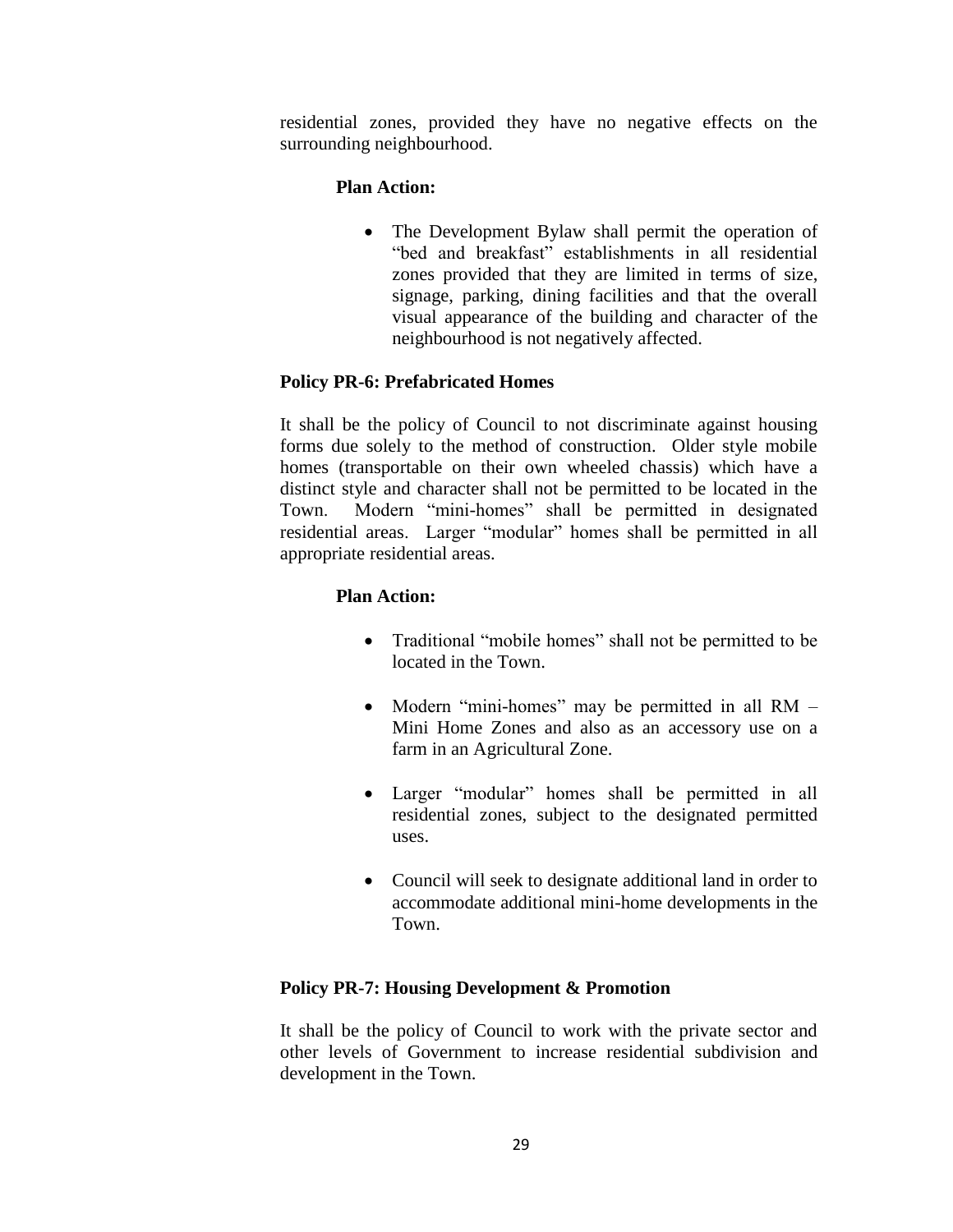residential zones, provided they have no negative effects on the surrounding neighbourhood.

**Plan Action:**

- The Development Bylaw shall permit the operation of "bed and breakfast" establishments in all residential zones provided that they are limited in terms of size, signage, parking, dining facilities and that the overall visual appearance of the building and character of the neighbourhood is not negatively affected.

**Policy PR-6: Prefabricated Homes**

It shall be the policy of Council to not discriminate against housing forms due solely to the method of construction. Older style mobile homes (transportable on their own wheeled chassis) which have a distinct style and character shall not be permitted to be located in the Town. Modern "mini-homes" shall be permitted in designated residential areas. Larger "modular" homes shall be permitted in all appropriate residential areas.

**Plan Action:**

- Traditional "mobile homes" shall not be permitted to be located in the Town.
- Modern "mini-homes" may be permitted in all RM – Mini Home Zones and also as an accessory use on a farm in an Agricultural Zone.
- Larger "modular" homes shall be permitted in all residential zones, subject to the designated permitted uses.
- Council will seek to designate additional land in order to accommodate additional mini-home developments in the Town.

**Policy PR-7: Housing Development & Promotion**

It shall be the policy of Council to work with the private sector and other levels of Government to increase residential subdivision and development in the Town.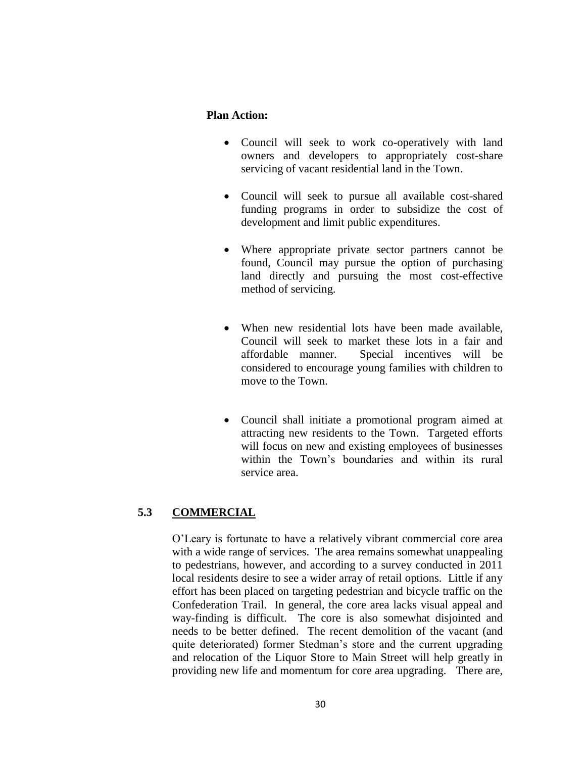**Plan Action:**

- Council will seek to work co-operatively with land owners and developers to appropriately cost-share servicing of vacant residential land in the Town.
- Council will seek to pursue all available cost-shared funding programs in order to subsidize the cost of development and limit public expenditures.
- Where appropriate private sector partners cannot be found, Council may pursue the option of purchasing land directly and pursuing the most cost-effective method of servicing.
- When new residential lots have been made available, Council will seek to market these lots in a fair and affordable manner. Special incentives will be considered to encourage young families with children to move to the Town.
- Council shall initiate a promotional program aimed at attracting new residents to the Town. Targeted efforts will focus on new and existing employees of businesses within the Town's boundaries and within its rural service area.

## 5.3 COMMERCIAL

O'Leary is fortunate to have a relatively vibrant commercial core area with a wide range of services. The area remains somewhat unappealing to pedestrians, however, and according to a survey conducted in 2011 local residents desire to see a wider array of retail options. Little if any effort has been placed on targeting pedestrian and bicycle traffic on the Confederation Trail. In general, the core area lacks visual appeal and way-finding is difficult. The core is also somewhat disjointed and needs to be better defined. The recent demolition of the vacant (and quite deteriorated) former Stedman's store and the current upgrading and relocation of the Liquor Store to Main Street will help greatly in providing new life and momentum for core area upgrading. There are,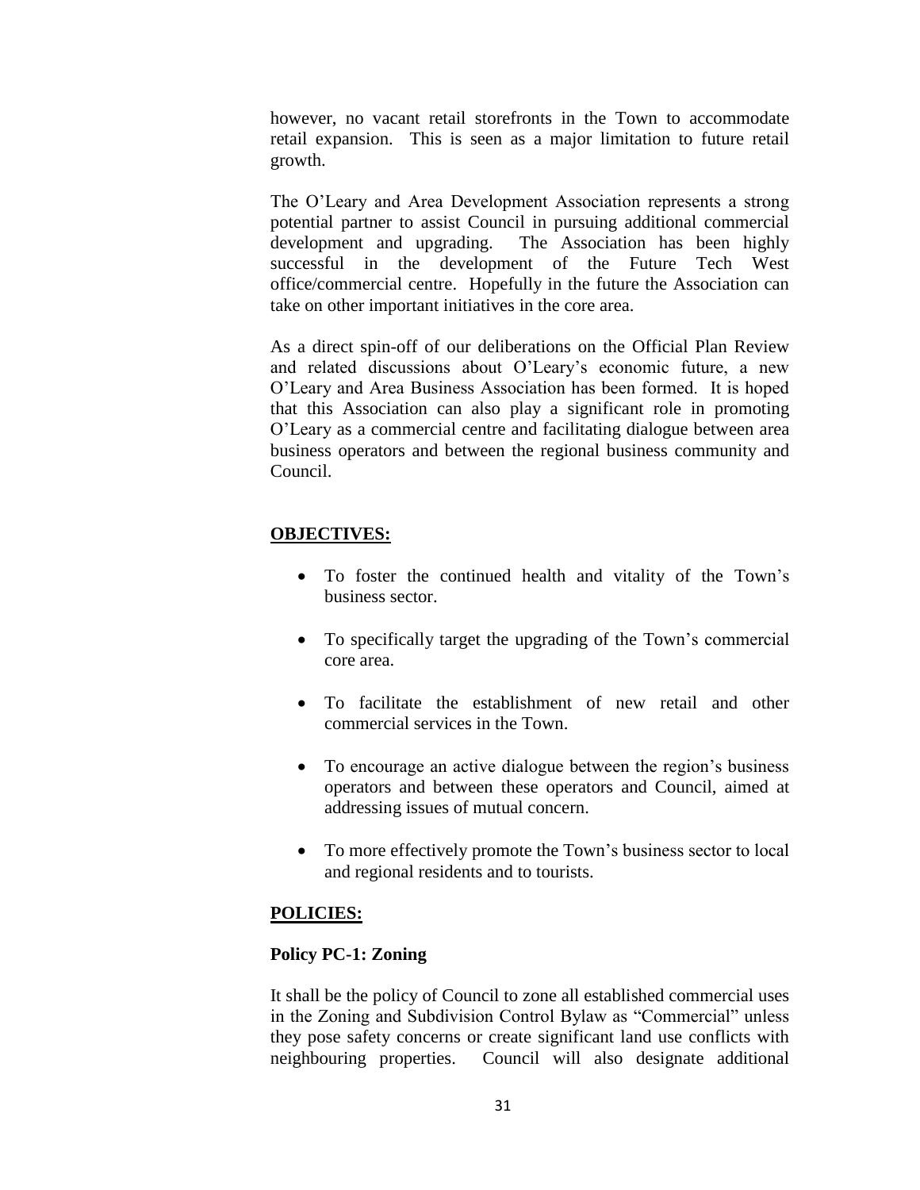however, no vacant retail storefronts in the Town to accommodate retail expansion. This is seen as a major limitation to future retail growth.

The O'Leary and Area Development Association represents a strong potential partner to assist Council in pursuing additional commercial development and upgrading. The Association has been highly successful in the development of the Future Tech West office/commercial centre. Hopefully in the future the Association can take on other important initiatives in the core area.

As a direct spin-off of our deliberations on the Official Plan Review and related discussions about O'Leary's economic future, a new O'Leary and Area Business Association has been formed. It is hoped that this Association can also play a significant role in promoting O'Leary as a commercial centre and facilitating dialogue between area business operators and between the regional business community and Council.

**OBJECTIVES:**

- To foster the continued health and vitality of the Town's business sector.
- To specifically target the upgrading of the Town's commercial core area.
- To facilitate the establishment of new retail and other commercial services in the Town.
- To encourage an active dialogue between the region's business operators and between these operators and Council, aimed at addressing issues of mutual concern.
- To more effectively promote the Town's business sector to local and regional residents and to tourists.

**POLICIES:**

**Policy PC-1: Zoning**

It shall be the policy of Council to zone all established commercial uses in the Zoning and Subdivision Control Bylaw as "Commercial" unless they pose safety concerns or create significant land use conflicts with neighbouring properties. Council will also designate additional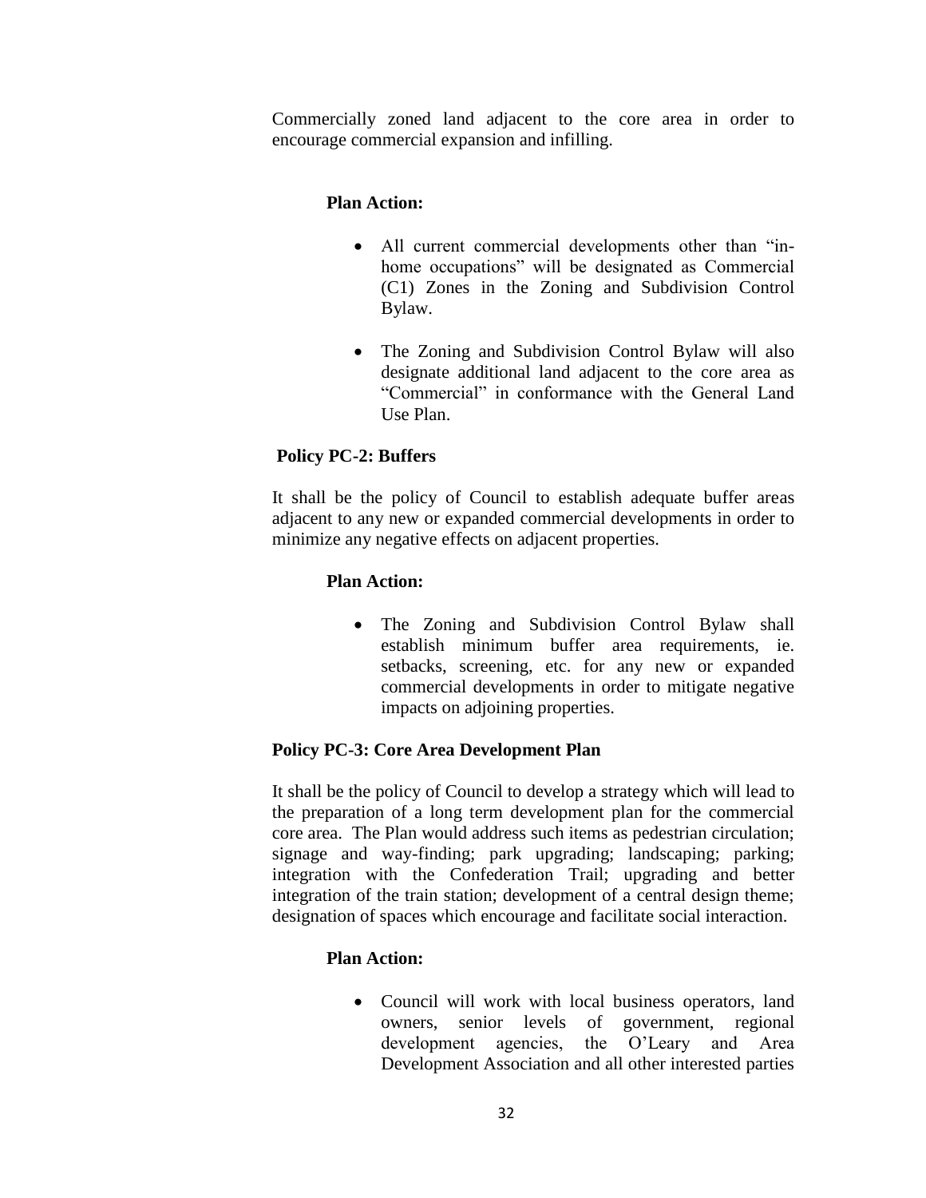Commercially zoned land adjacent to the core area in order to encourage commercial expansion and infilling.

**Plan Action:**

- All current commercial developments other than "in-home occupations" will be designated as Commercial (C1) Zones in the Zoning and Subdivision Control Bylaw.

- The Zoning and Subdivision Control Bylaw will also designate additional land adjacent to the core area as "Commercial" in conformance with the General Land Use Plan.

**Policy PC-2: Buffers**

It shall be the policy of Council to establish adequate buffer areas adjacent to any new or expanded commercial developments in order to minimize any negative effects on adjacent properties.

**Plan Action:**

- The Zoning and Subdivision Control Bylaw shall establish minimum buffer area requirements, ie. setbacks, screening, etc. for any new or expanded commercial developments in order to mitigate negative impacts on adjoining properties.

**Policy PC-3: Core Area Development Plan**

It shall be the policy of Council to develop a strategy which will lead to the preparation of a long term development plan for the commercial core area. The Plan would address such items as pedestrian circulation; signage and way-finding; park upgrading; landscaping; parking; integration with the Confederation Trail; upgrading and better integration of the train station; development of a central design theme; designation of spaces which encourage and facilitate social interaction.

**Plan Action:**

- Council will work with local business operators, land owners, senior levels of government, regional development agencies, the O'Leary and Area Development Association and all other interested parties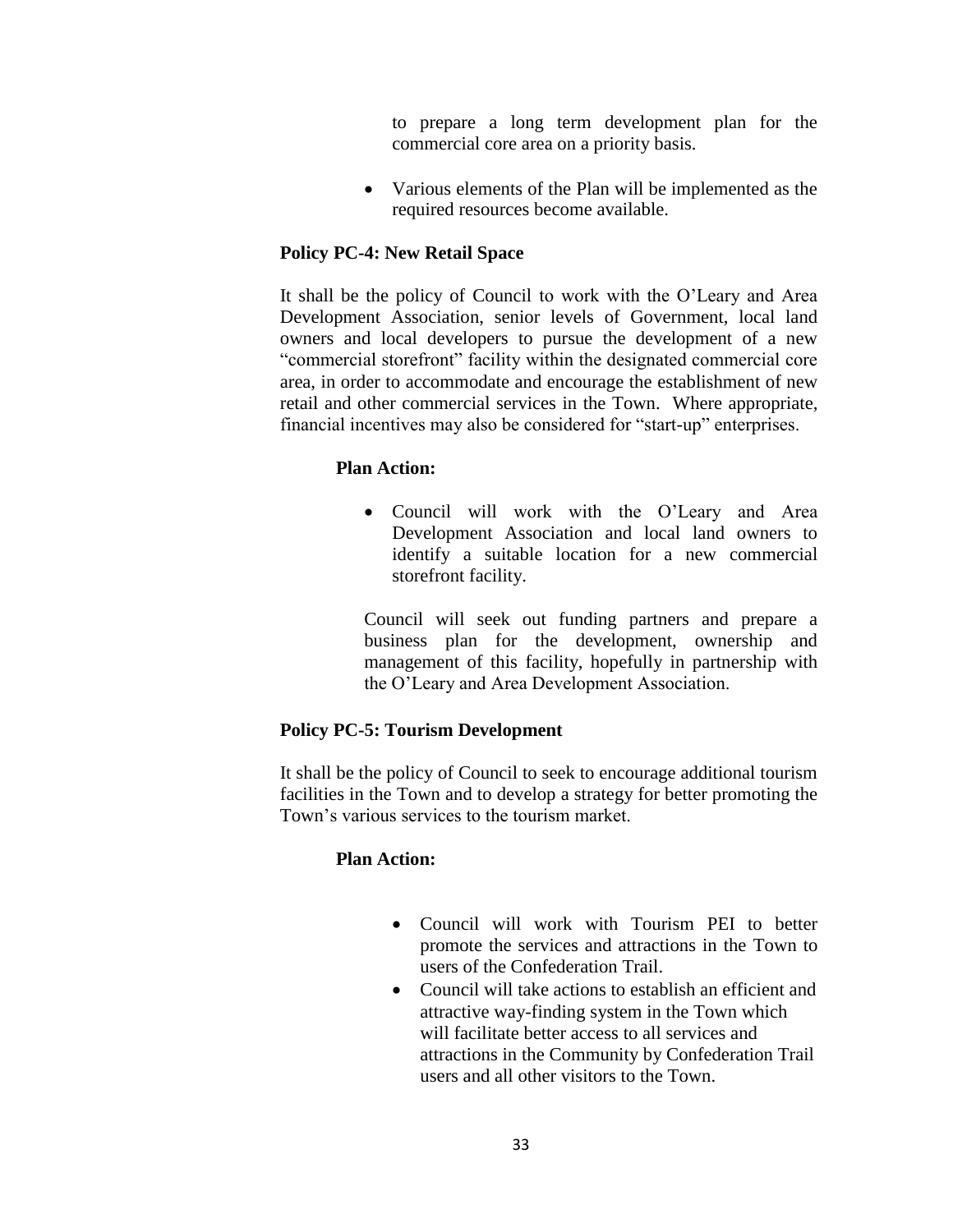to prepare a long term development plan for the commercial core area on a priority basis.

- Various elements of the Plan will be implemented as the required resources become available.

### Policy PC-4: New Retail Space

It shall be the policy of Council to work with the O'Leary and Area Development Association, senior levels of Government, local land owners and local developers to pursue the development of a new "commercial storefront" facility within the designated commercial core area, in order to accommodate and encourage the establishment of new retail and other commercial services in the Town. Where appropriate, financial incentives may also be considered for "start-up" enterprises.

**Plan Action:**

- Council will work with the O'Leary and Area Development Association and local land owners to identify a suitable location for a new commercial storefront facility.

  Council will seek out funding partners and prepare a business plan for the development, ownership and management of this facility, hopefully in partnership with the O'Leary and Area Development Association.

### Policy PC-5: Tourism Development

It shall be the policy of Council to seek to encourage additional tourism facilities in the Town and to develop a strategy for better promoting the Town's various services to the tourism market.

**Plan Action:**

- Council will work with Tourism PEI to better promote the services and attractions in the Town to users of the Confederation Trail.
- Council will take actions to establish an efficient and attractive way-finding system in the Town which will facilitate better access to all services and attractions in the Community by Confederation Trail users and all other visitors to the Town.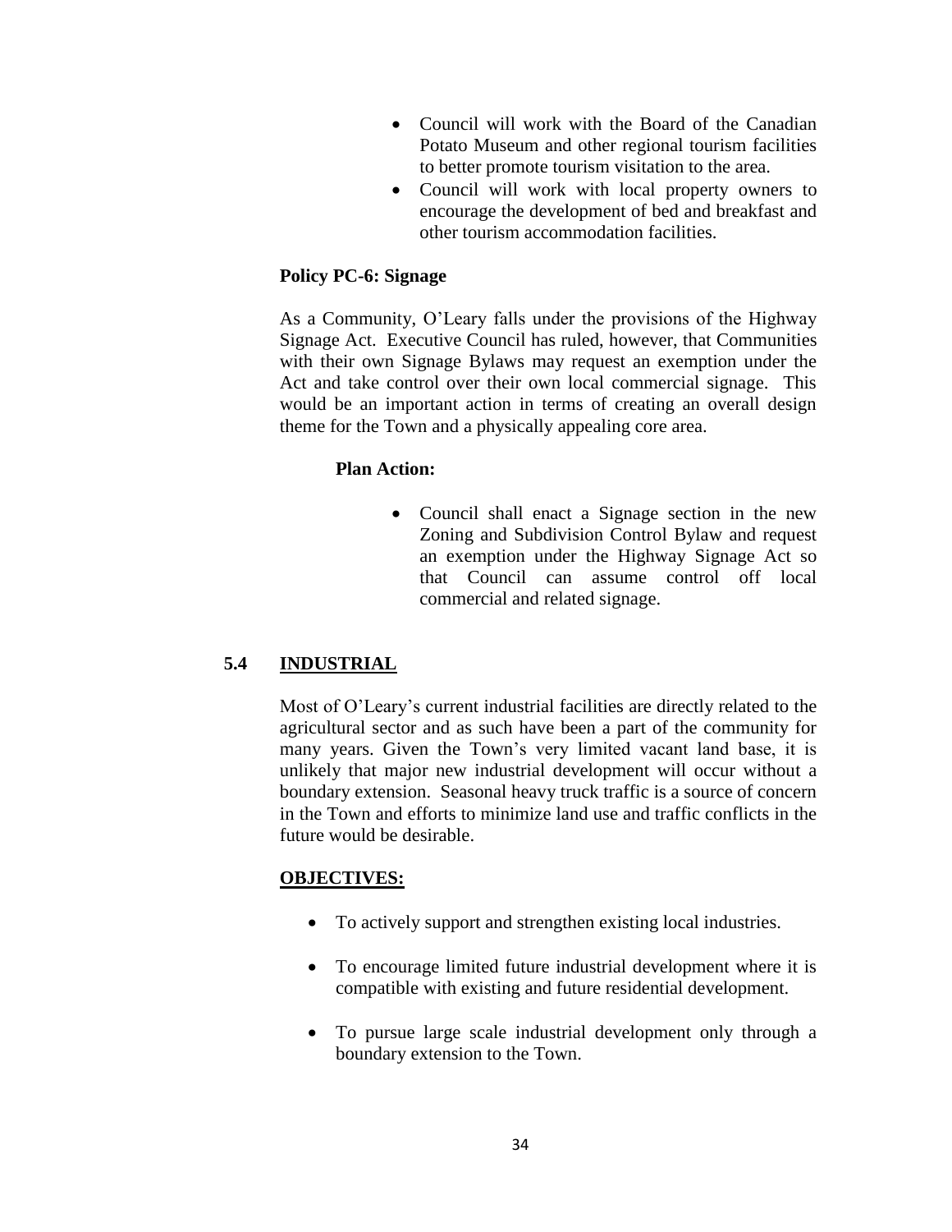- Council will work with the Board of the Canadian Potato Museum and other regional tourism facilities to better promote tourism visitation to the area.
- Council will work with local property owners to encourage the development of bed and breakfast and other tourism accommodation facilities.

**Policy PC-6: Signage**

As a Community, O'Leary falls under the provisions of the Highway Signage Act. Executive Council has ruled, however, that Communities with their own Signage Bylaws may request an exemption under the Act and take control over their own local commercial signage. This would be an important action in terms of creating an overall design theme for the Town and a physically appealing core area.

**Plan Action:**

- Council shall enact a Signage section in the new Zoning and Subdivision Control Bylaw and request an exemption under the Highway Signage Act so that Council can assume control off local commercial and related signage.

## 5.4 INDUSTRIAL

Most of O'Leary's current industrial facilities are directly related to the agricultural sector and as such have been a part of the community for many years. Given the Town's very limited vacant land base, it is unlikely that major new industrial development will occur without a boundary extension. Seasonal heavy truck traffic is a source of concern in the Town and efforts to minimize land use and traffic conflicts in the future would be desirable.

**OBJECTIVES:**

- To actively support and strengthen existing local industries.
- To encourage limited future industrial development where it is compatible with existing and future residential development.
- To pursue large scale industrial development only through a boundary extension to the Town.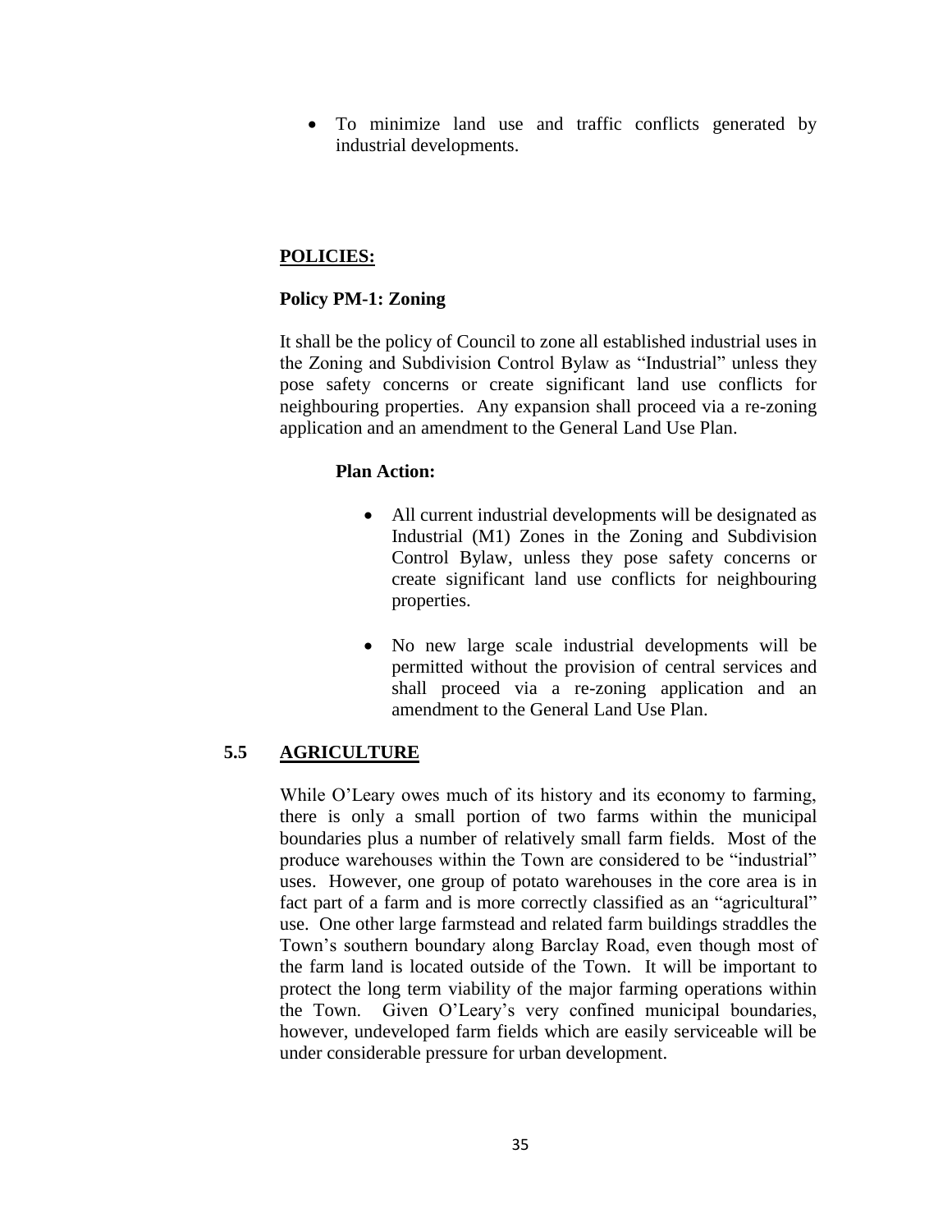- To minimize land use and traffic conflicts generated by industrial developments.

**POLICIES:**

**Policy PM-1: Zoning**

It shall be the policy of Council to zone all established industrial uses in the Zoning and Subdivision Control Bylaw as "Industrial" unless they pose safety concerns or create significant land use conflicts for neighbouring properties. Any expansion shall proceed via a re-zoning application and an amendment to the General Land Use Plan.

**Plan Action:**

- All current industrial developments will be designated as Industrial (M1) Zones in the Zoning and Subdivision Control Bylaw, unless they pose safety concerns or create significant land use conflicts for neighbouring properties.
- No new large scale industrial developments will be permitted without the provision of central services and shall proceed via a re-zoning application and an amendment to the General Land Use Plan.

## 5.5 AGRICULTURE

While O'Leary owes much of its history and its economy to farming, there is only a small portion of two farms within the municipal boundaries plus a number of relatively small farm fields. Most of the produce warehouses within the Town are considered to be "industrial" uses. However, one group of potato warehouses in the core area is in fact part of a farm and is more correctly classified as an "agricultural" use. One other large farmstead and related farm buildings straddles the Town's southern boundary along Barclay Road, even though most of the farm land is located outside of the Town. It will be important to protect the long term viability of the major farming operations within the Town. Given O'Leary's very confined municipal boundaries, however, undeveloped farm fields which are easily serviceable will be under considerable pressure for urban development.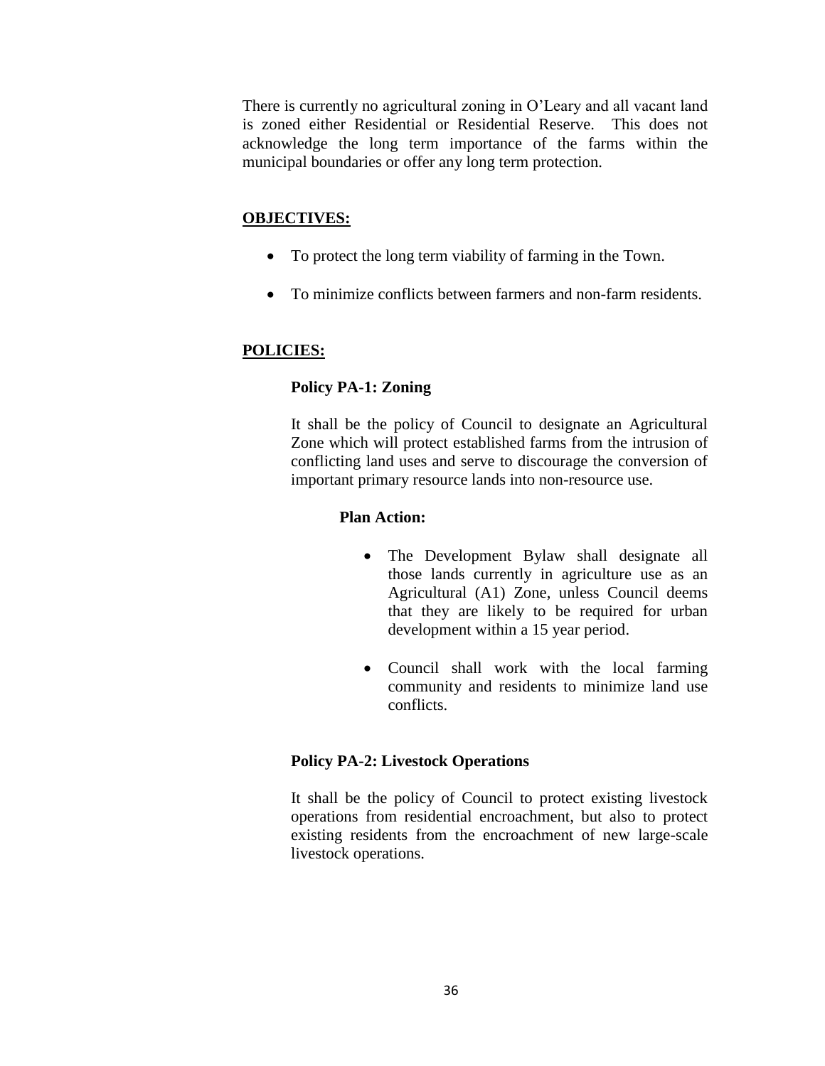There is currently no agricultural zoning in O'Leary and all vacant land is zoned either Residential or Residential Reserve. This does not acknowledge the long term importance of the farms within the municipal boundaries or offer any long term protection.

## OBJECTIVES:

- To protect the long term viability of farming in the Town.
- To minimize conflicts between farmers and non-farm residents.

## POLICIES:

### Policy PA-1: Zoning

It shall be the policy of Council to designate an Agricultural Zone which will protect established farms from the intrusion of conflicting land uses and serve to discourage the conversion of important primary resource lands into non-resource use.

**Plan Action:**

- The Development Bylaw shall designate all those lands currently in agriculture use as an Agricultural (A1) Zone, unless Council deems that they are likely to be required for urban development within a 15 year period.
- Council shall work with the local farming community and residents to minimize land use conflicts.

### Policy PA-2: Livestock Operations

It shall be the policy of Council to protect existing livestock operations from residential encroachment, but also to protect existing residents from the encroachment of new large-scale livestock operations.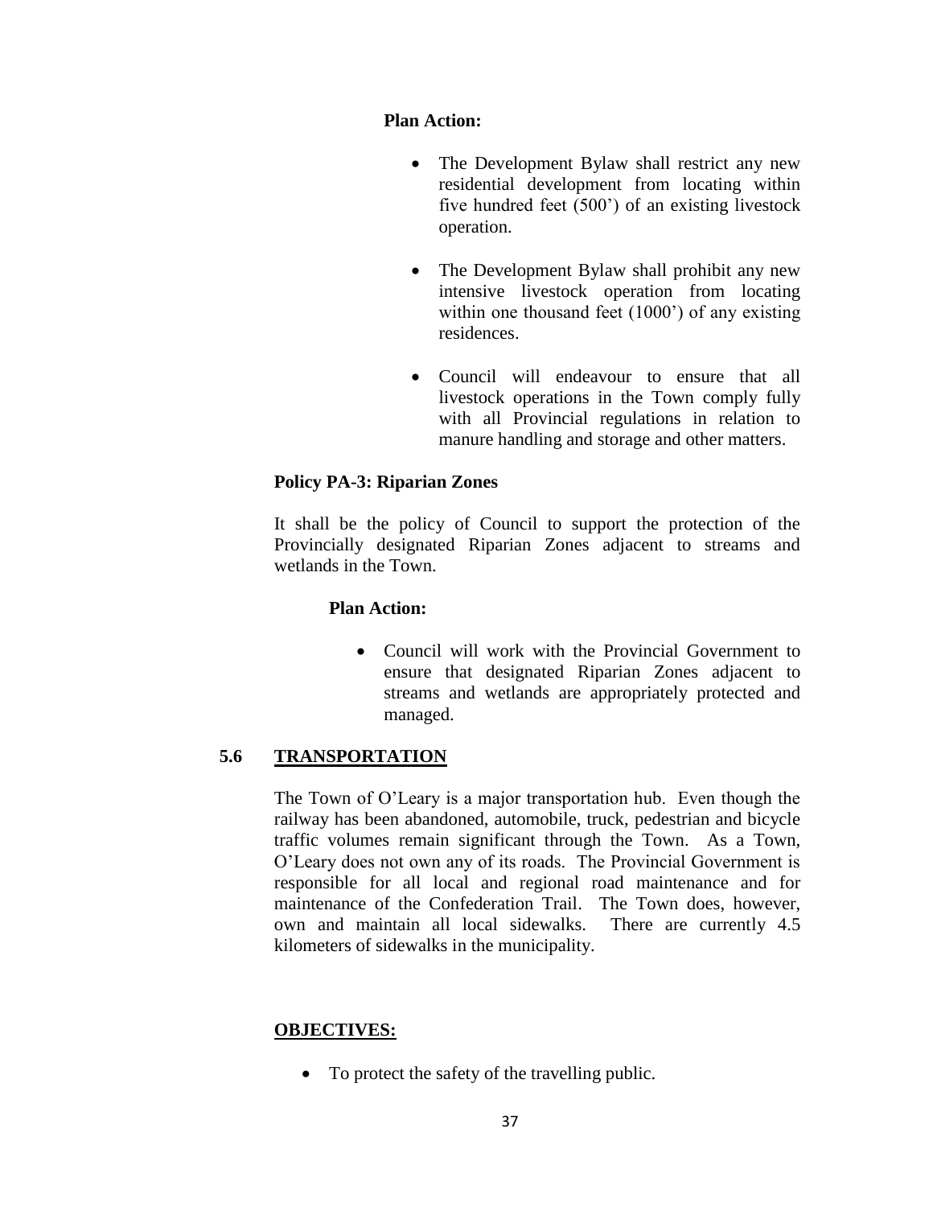**Plan Action:**

- The Development Bylaw shall restrict any new residential development from locating within five hundred feet (500') of an existing livestock operation.
- The Development Bylaw shall prohibit any new intensive livestock operation from locating within one thousand feet (1000') of any existing residences.
- Council will endeavour to ensure that all livestock operations in the Town comply fully with all Provincial regulations in relation to manure handling and storage and other matters.

**Policy PA-3: Riparian Zones**

It shall be the policy of Council to support the protection of the Provincially designated Riparian Zones adjacent to streams and wetlands in the Town.

**Plan Action:**

- Council will work with the Provincial Government to ensure that designated Riparian Zones adjacent to streams and wetlands are appropriately protected and managed.

## 5.6 TRANSPORTATION

The Town of O'Leary is a major transportation hub. Even though the railway has been abandoned, automobile, truck, pedestrian and bicycle traffic volumes remain significant through the Town. As a Town, O'Leary does not own any of its roads. The Provincial Government is responsible for all local and regional road maintenance and for maintenance of the Confederation Trail. The Town does, however, own and maintain all local sidewalks. There are currently 4.5 kilometers of sidewalks in the municipality.

**OBJECTIVES:**

- To protect the safety of the travelling public.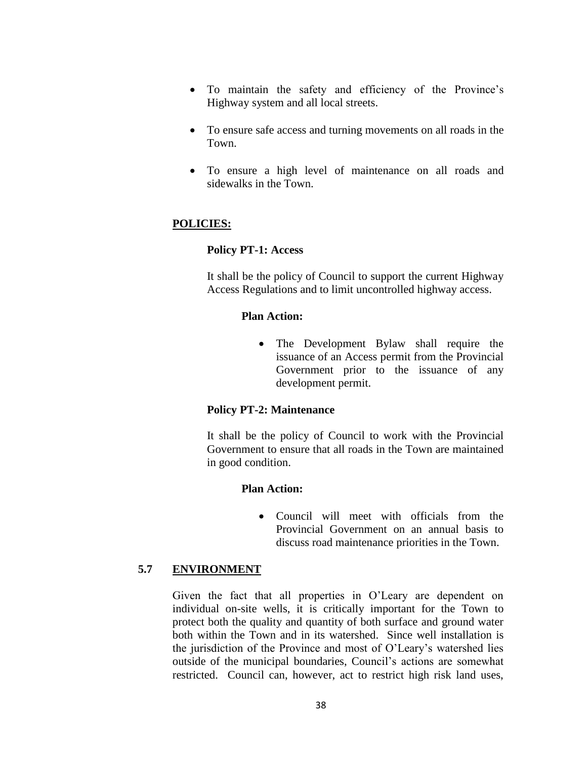- To maintain the safety and efficiency of the Province's Highway system and all local streets.
- To ensure safe access and turning movements on all roads in the Town.
- To ensure a high level of maintenance on all roads and sidewalks in the Town.

**POLICIES:**

**Policy PT-1: Access**

It shall be the policy of Council to support the current Highway Access Regulations and to limit uncontrolled highway access.

**Plan Action:**

- The Development Bylaw shall require the issuance of an Access permit from the Provincial Government prior to the issuance of any development permit.

**Policy PT-2: Maintenance**

It shall be the policy of Council to work with the Provincial Government to ensure that all roads in the Town are maintained in good condition.

**Plan Action:**

- Council will meet with officials from the Provincial Government on an annual basis to discuss road maintenance priorities in the Town.

## 5.7 ENVIRONMENT

Given the fact that all properties in O'Leary are dependent on individual on-site wells, it is critically important for the Town to protect both the quality and quantity of both surface and ground water both within the Town and in its watershed. Since well installation is the jurisdiction of the Province and most of O'Leary's watershed lies outside of the municipal boundaries, Council's actions are somewhat restricted. Council can, however, act to restrict high risk land uses,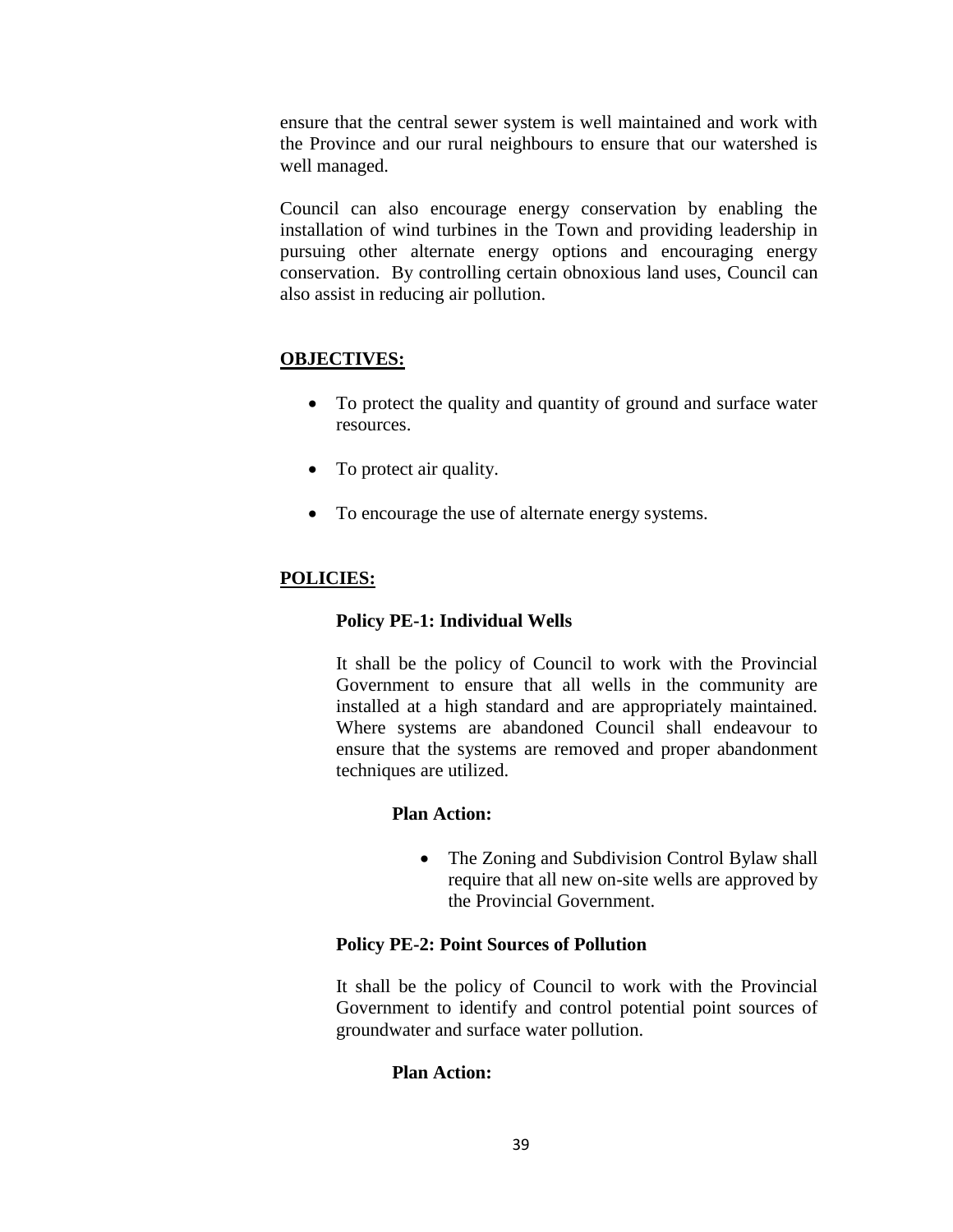ensure that the central sewer system is well maintained and work with the Province and our rural neighbours to ensure that our watershed is well managed.

Council can also encourage energy conservation by enabling the installation of wind turbines in the Town and providing leadership in pursuing other alternate energy options and encouraging energy conservation. By controlling certain obnoxious land uses, Council can also assist in reducing air pollution.

## OBJECTIVES:

- To protect the quality and quantity of ground and surface water resources.
- To protect air quality.
- To encourage the use of alternate energy systems.

## POLICIES:

### Policy PE-1: Individual Wells

It shall be the policy of Council to work with the Provincial Government to ensure that all wells in the community are installed at a high standard and are appropriately maintained. Where systems are abandoned Council shall endeavour to ensure that the systems are removed and proper abandonment techniques are utilized.

**Plan Action:**

- The Zoning and Subdivision Control Bylaw shall require that all new on-site wells are approved by the Provincial Government.

### Policy PE-2: Point Sources of Pollution

It shall be the policy of Council to work with the Provincial Government to identify and control potential point sources of groundwater and surface water pollution.

**Plan Action:**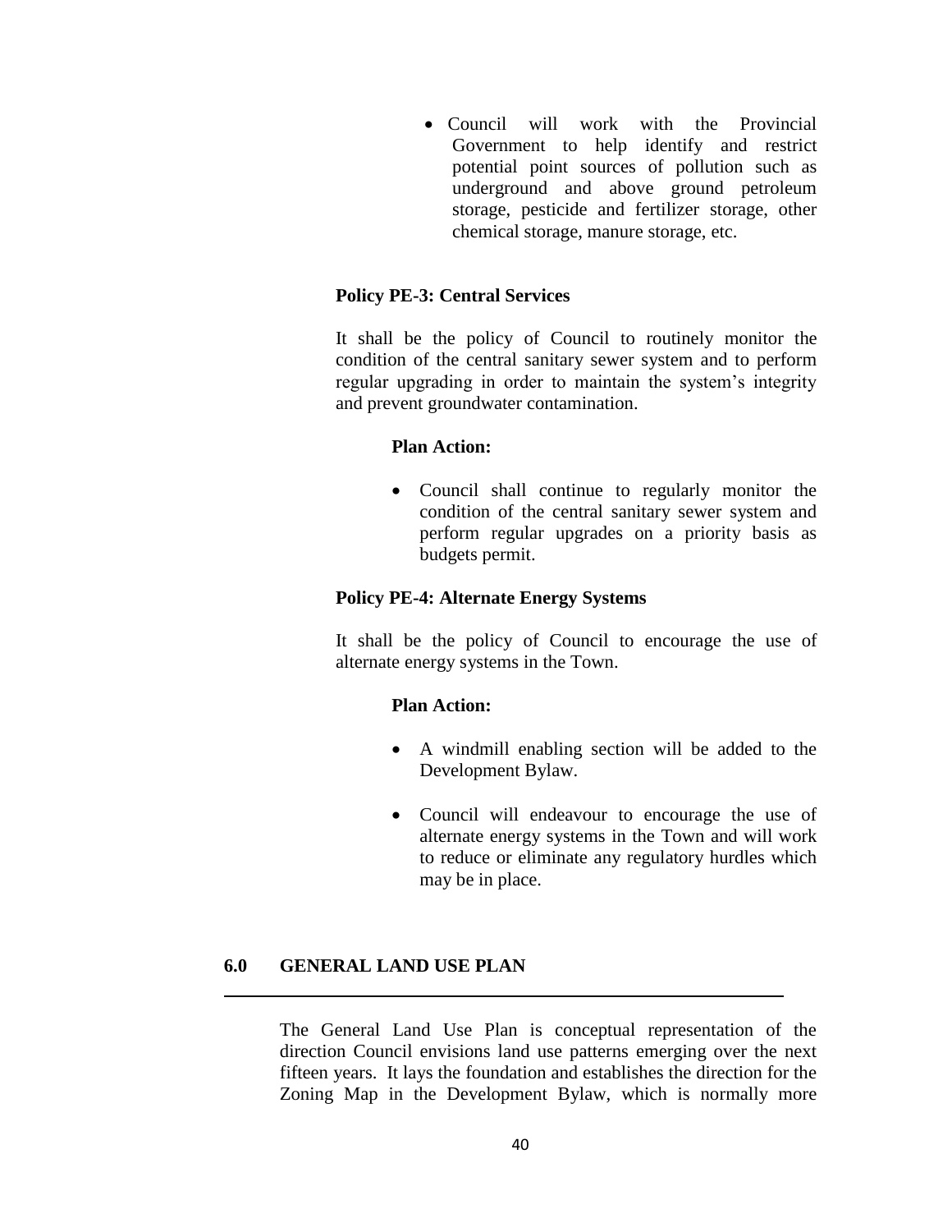- Council will work with the Provincial Government to help identify and restrict potential point sources of pollution such as underground and above ground petroleum storage, pesticide and fertilizer storage, other chemical storage, manure storage, etc.

**Policy PE-3: Central Services**

It shall be the policy of Council to routinely monitor the condition of the central sanitary sewer system and to perform regular upgrading in order to maintain the system's integrity and prevent groundwater contamination.

**Plan Action:**

- Council shall continue to regularly monitor the condition of the central sanitary sewer system and perform regular upgrades on a priority basis as budgets permit.

**Policy PE-4: Alternate Energy Systems**

It shall be the policy of Council to encourage the use of alternate energy systems in the Town.

**Plan Action:**

- A windmill enabling section will be added to the Development Bylaw.
- Council will endeavour to encourage the use of alternate energy systems in the Town and will work to reduce or eliminate any regulatory hurdles which may be in place.

## 6.0 GENERAL LAND USE PLAN

The General Land Use Plan is conceptual representation of the direction Council envisions land use patterns emerging over the next fifteen years. It lays the foundation and establishes the direction for the Zoning Map in the Development Bylaw, which is normally more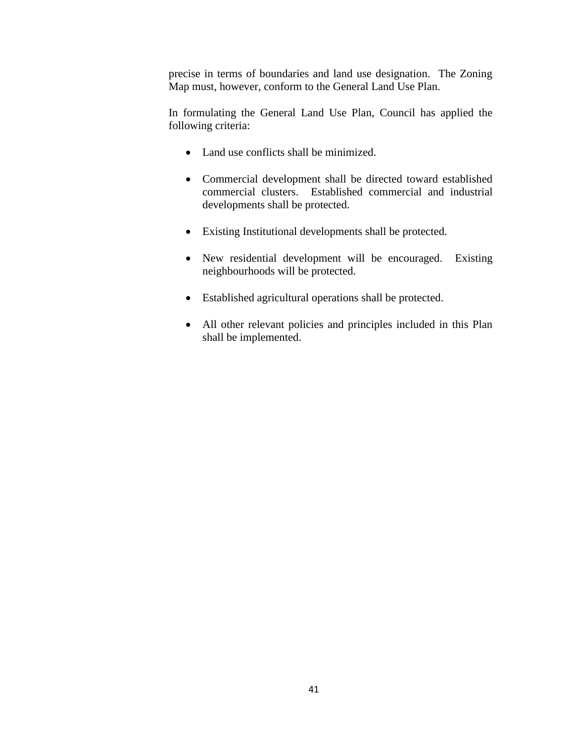precise in terms of boundaries and land use designation. The Zoning Map must, however, conform to the General Land Use Plan.

In formulating the General Land Use Plan, Council has applied the following criteria:

- Land use conflicts shall be minimized.

- Commercial development shall be directed toward established commercial clusters. Established commercial and industrial developments shall be protected.

- Existing Institutional developments shall be protected.

- New residential development will be encouraged. Existing neighbourhoods will be protected.

- Established agricultural operations shall be protected.

- All other relevant policies and principles included in this Plan shall be implemented.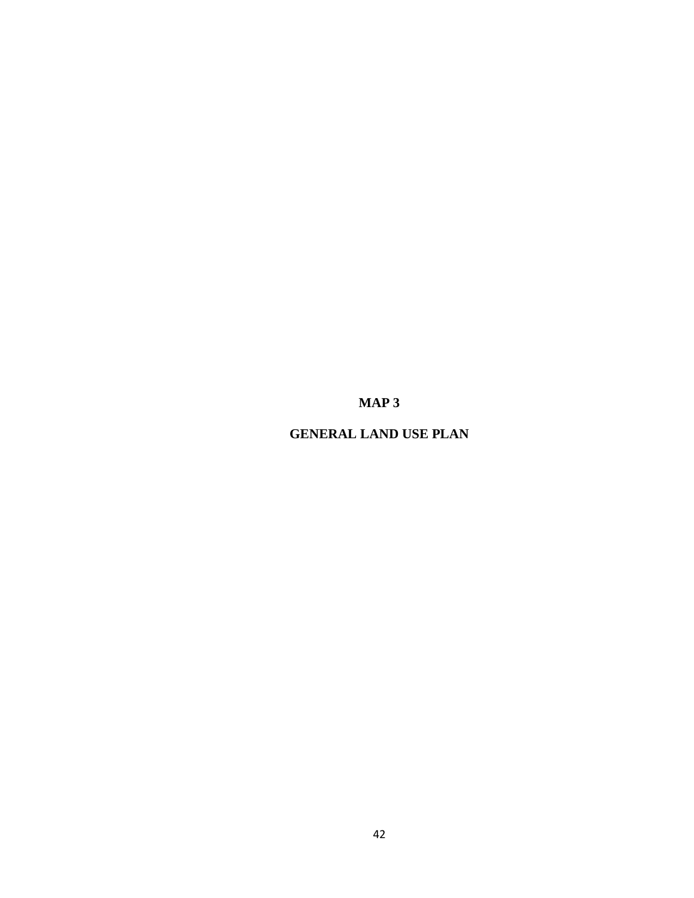# MAP 3

# GENERAL LAND USE PLAN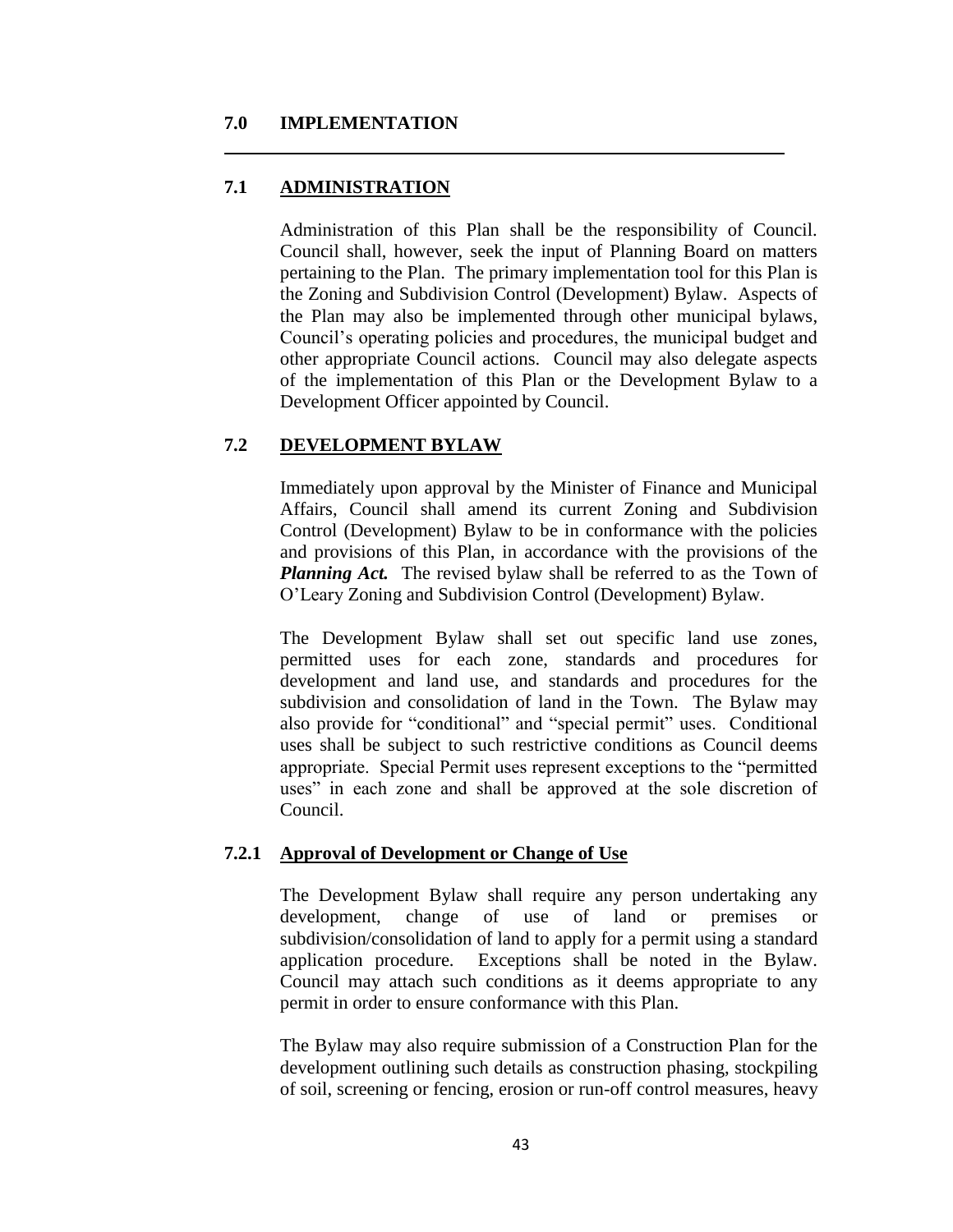# 7.0 IMPLEMENTATION

---

## 7.1 ADMINISTRATION

Administration of this Plan shall be the responsibility of Council. Council shall, however, seek the input of Planning Board on matters pertaining to the Plan. The primary implementation tool for this Plan is the Zoning and Subdivision Control (Development) Bylaw. Aspects of the Plan may also be implemented through other municipal bylaws, Council's operating policies and procedures, the municipal budget and other appropriate Council actions. Council may also delegate aspects of the implementation of this Plan or the Development Bylaw to a Development Officer appointed by Council.

## 7.2 DEVELOPMENT BYLAW

Immediately upon approval by the Minister of Finance and Municipal Affairs, Council shall amend its current Zoning and Subdivision Control (Development) Bylaw to be in conformance with the policies and provisions of this Plan, in accordance with the provisions of the ***Planning Act.*** The revised bylaw shall be referred to as the Town of O'Leary Zoning and Subdivision Control (Development) Bylaw.

The Development Bylaw shall set out specific land use zones, permitted uses for each zone, standards and procedures for development and land use, and standards and procedures for the subdivision and consolidation of land in the Town. The Bylaw may also provide for "conditional" and "special permit" uses. Conditional uses shall be subject to such restrictive conditions as Council deems appropriate. Special Permit uses represent exceptions to the "permitted uses" in each zone and shall be approved at the sole discretion of Council.

### 7.2.1 Approval of Development or Change of Use

The Development Bylaw shall require any person undertaking any development, change of use of land or premises or subdivision/consolidation of land to apply for a permit using a standard application procedure. Exceptions shall be noted in the Bylaw. Council may attach such conditions as it deems appropriate to any permit in order to ensure conformance with this Plan.

The Bylaw may also require submission of a Construction Plan for the development outlining such details as construction phasing, stockpiling of soil, screening or fencing, erosion or run-off control measures, heavy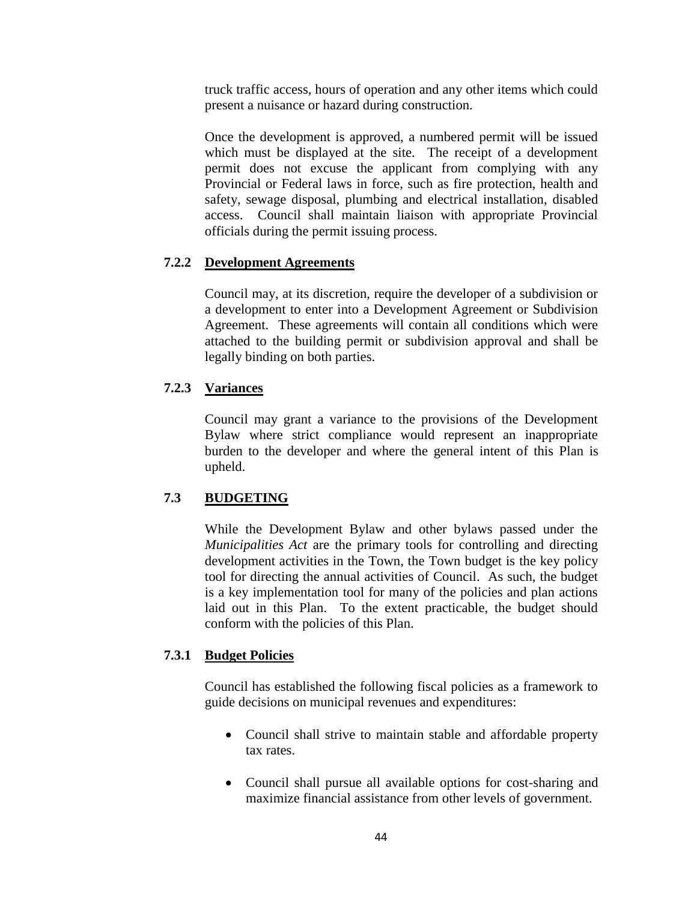truck traffic access, hours of operation and any other items which could present a nuisance or hazard during construction.

Once the development is approved, a numbered permit will be issued which must be displayed at the site. The receipt of a development permit does not excuse the applicant from complying with any Provincial or Federal laws in force, such as fire protection, health and safety, sewage disposal, plumbing and electrical installation, disabled access. Council shall maintain liaison with appropriate Provincial officials during the permit issuing process.

### 7.2.2 Development Agreements

Council may, at its discretion, require the developer of a subdivision or a development to enter into a Development Agreement or Subdivision Agreement. These agreements will contain all conditions which were attached to the building permit or subdivision approval and shall be legally binding on both parties.

### 7.2.3 Variances

Council may grant a variance to the provisions of the Development Bylaw where strict compliance would represent an inappropriate burden to the developer and where the general intent of this Plan is upheld.

## 7.3 BUDGETING

While the Development Bylaw and other bylaws passed under the *Municipalities Act* are the primary tools for controlling and directing development activities in the Town, the Town budget is the key policy tool for directing the annual activities of Council. As such, the budget is a key implementation tool for many of the policies and plan actions laid out in this Plan. To the extent practicable, the budget should conform with the policies of this Plan.

### 7.3.1 Budget Policies

Council has established the following fiscal policies as a framework to guide decisions on municipal revenues and expenditures:

- Council shall strive to maintain stable and affordable property tax rates.
- Council shall pursue all available options for cost-sharing and maximize financial assistance from other levels of government.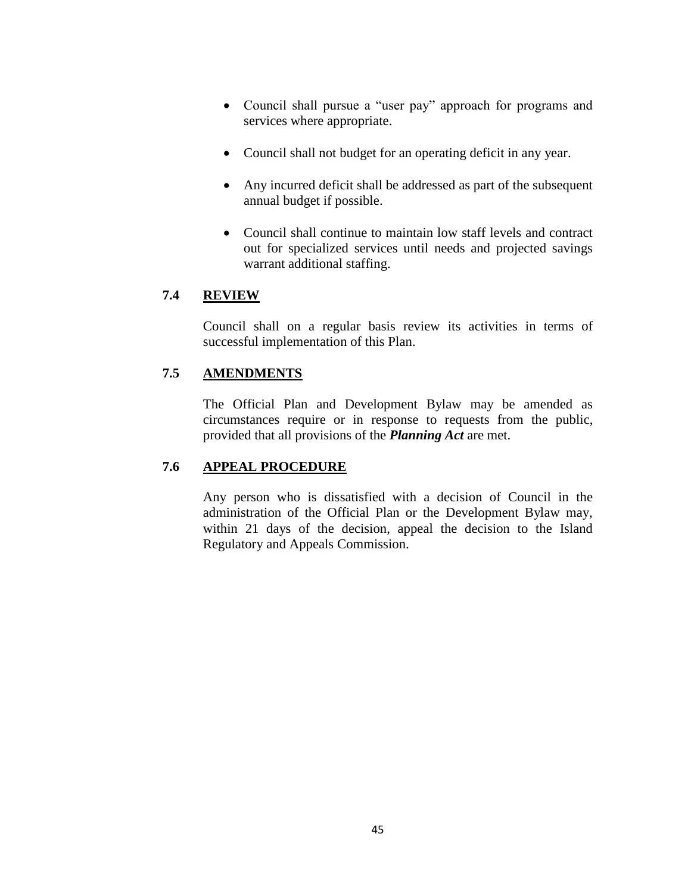- Council shall pursue a "user pay" approach for programs and services where appropriate.

- Council shall not budget for an operating deficit in any year.

- Any incurred deficit shall be addressed as part of the subsequent annual budget if possible.

- Council shall continue to maintain low staff levels and contract out for specialized services until needs and projected savings warrant additional staffing.

## 7.4 REVIEW

Council shall on a regular basis review its activities in terms of successful implementation of this Plan.

## 7.5 AMENDMENTS

The Official Plan and Development Bylaw may be amended as circumstances require or in response to requests from the public, provided that all provisions of the ***Planning Act*** are met.

## 7.6 APPEAL PROCEDURE

Any person who is dissatisfied with a decision of Council in the administration of the Official Plan or the Development Bylaw may, within 21 days of the decision, appeal the decision to the Island Regulatory and Appeals Commission.